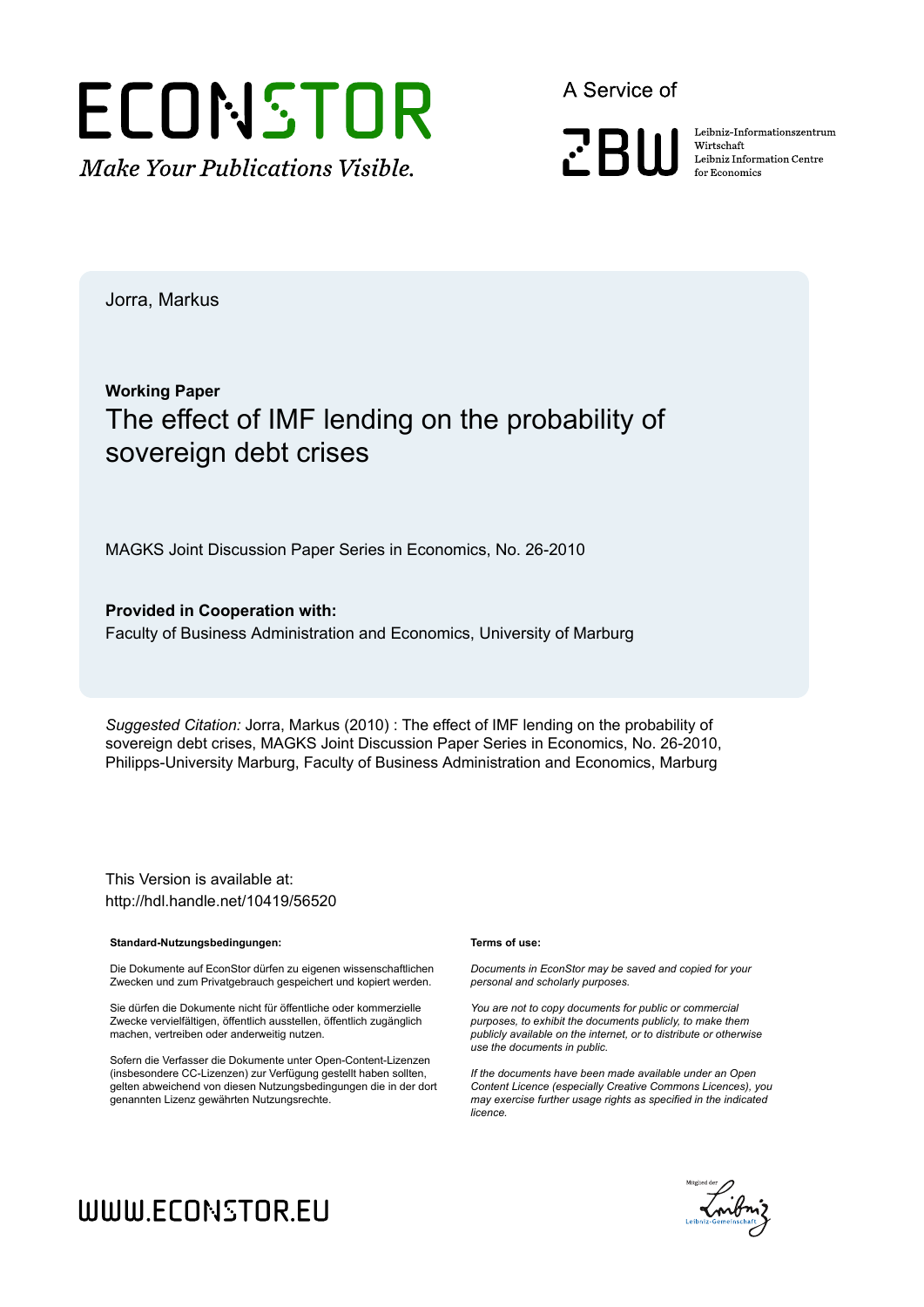ECONSTOR

*Make Your Publications Visible.*

A Service of

ZBW

Leibniz-Informationszentrum Wirtschaft
Leibniz Information Centre for Economics

Jorra, Markus

**Working Paper**

# The effect of IMF lending on the probability of sovereign debt crises

MAGKS Joint Discussion Paper Series in Economics, No. 26-2010

**Provided in Cooperation with:**
Faculty of Business Administration and Economics, University of Marburg

*Suggested Citation:* Jorra, Markus (2010) : The effect of IMF lending on the probability of sovereign debt crises, MAGKS Joint Discussion Paper Series in Economics, No. 26-2010, Philipps-University Marburg, Faculty of Business Administration and Economics, Marburg

This Version is available at:
http://hdl.handle.net/10419/56520

**Standard-Nutzungsbedingungen:**

Die Dokumente auf EconStor dürfen zu eigenen wissenschaftlichen Zwecken und zum Privatgebrauch gespeichert und kopiert werden.

Sie dürfen die Dokumente nicht für öffentliche oder kommerzielle Zwecke vervielfältigen, öffentlich ausstellen, öffentlich zugänglich machen, vertreiben oder anderweitig nutzen.

Sofern die Verfasser die Dokumente unter Open-Content-Lizenzen (insbesondere CC-Lizenzen) zur Verfügung gestellt haben sollten, gelten abweichend von diesen Nutzungsbedingungen die in der dort genannten Lizenz gewährten Nutzungsrechte.

**Terms of use:**

*Documents in EconStor may be saved and copied for your personal and scholarly purposes.*

*You are not to copy documents for public or commercial purposes, to exhibit the documents publicly, to make them publicly available on the internet, or to distribute or otherwise use the documents in public.*

*If the documents have been made available under an Open Content Licence (especially Creative Commons Licences), you may exercise further usage rights as specified in the indicated licence.*

WWW.ECONSTOR.EU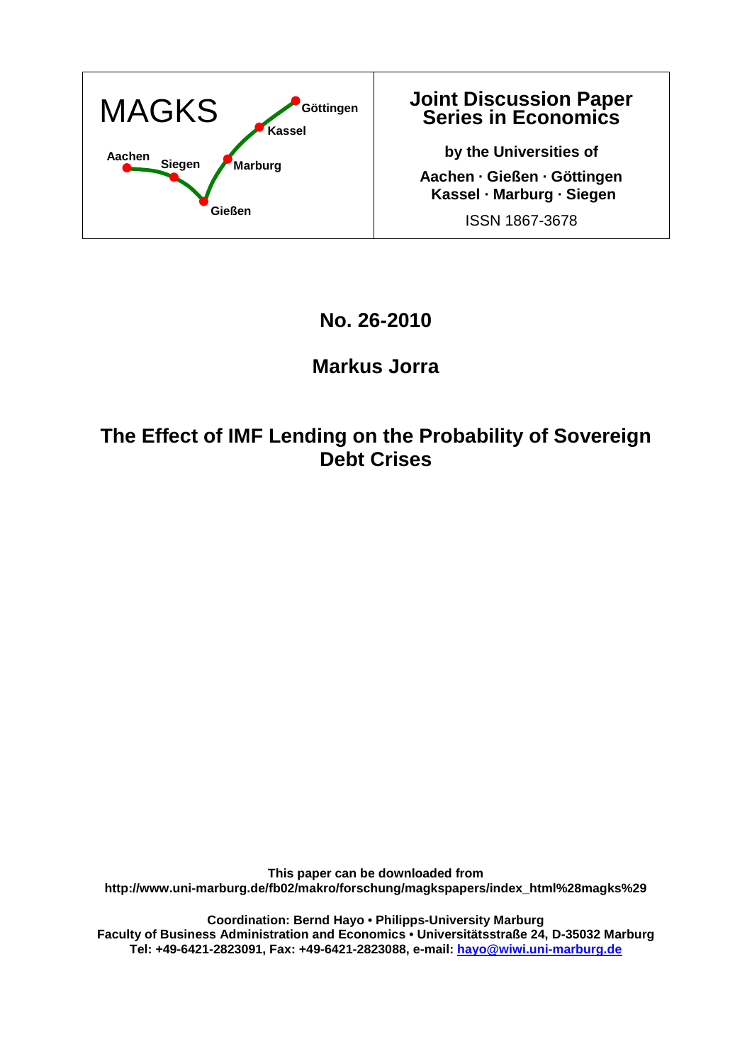MAGKS

Aachen · Siegen · Gießen · Marburg · Kassel · Göttingen

**Joint Discussion Paper Series in Economics**

**by the Universities of**

**Aachen · Gießen · Göttingen Kassel · Marburg · Siegen**

ISSN 1867-3678

## No. 26-2010

## Markus Jorra

# The Effect of IMF Lending on the Probability of Sovereign Debt Crises

**This paper can be downloaded from**
**http://www.uni-marburg.de/fb02/makro/forschung/magkspapers/index_html%28magks%29**

**Coordination: Bernd Hayo • Philipps-University Marburg**
**Faculty of Business Administration and Economics • Universitätsstraße 24, D-35032 Marburg**
**Tel: +49-6421-2823091, Fax: +49-6421-2823088, e-mail: hayo@wiwi.uni-marburg.de**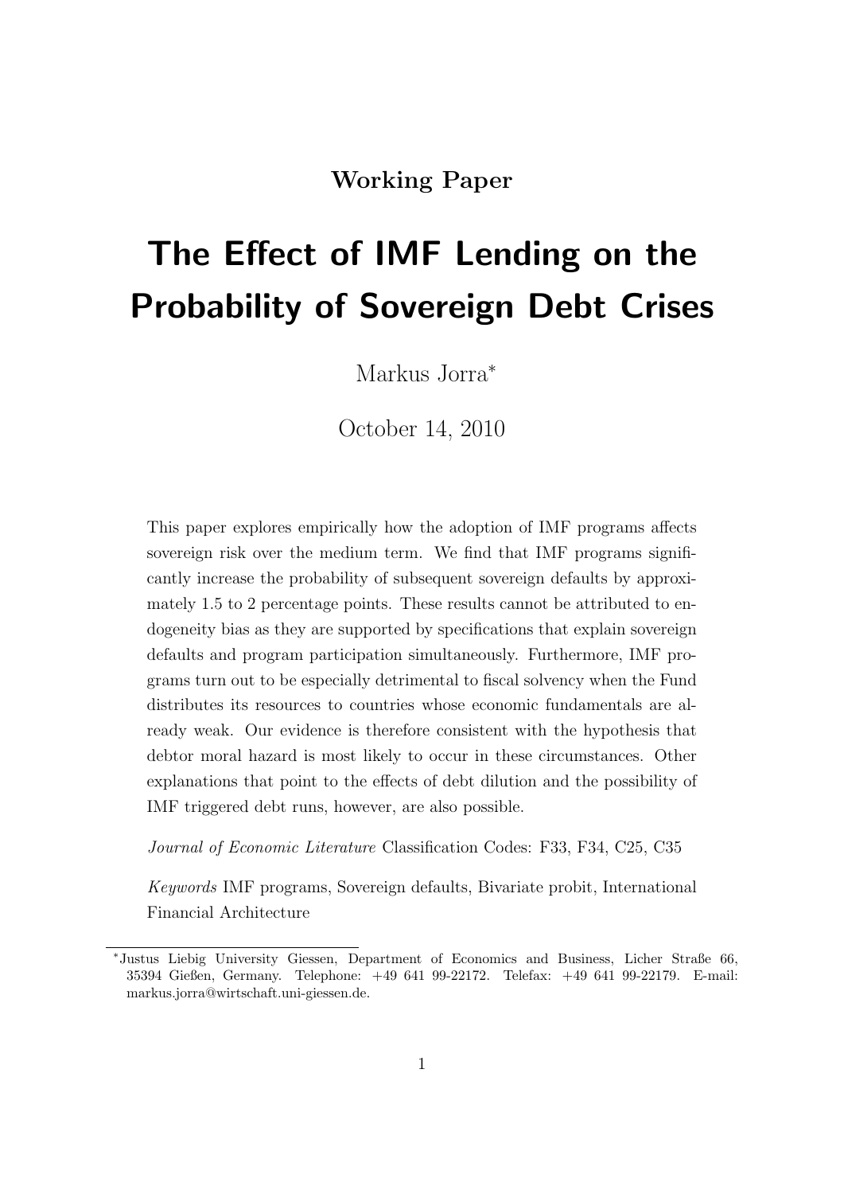**Working Paper**

# The Effect of IMF Lending on the Probability of Sovereign Debt Crises

Markus Jorra*

October 14, 2010

This paper explores empirically how the adoption of IMF programs affects sovereign risk over the medium term. We find that IMF programs significantly increase the probability of subsequent sovereign defaults by approximately 1.5 to 2 percentage points. These results cannot be attributed to endogeneity bias as they are supported by specifications that explain sovereign defaults and program participation simultaneously. Furthermore, IMF programs turn out to be especially detrimental to fiscal solvency when the Fund distributes its resources to countries whose economic fundamentals are already weak. Our evidence is therefore consistent with the hypothesis that debtor moral hazard is most likely to occur in these circumstances. Other explanations that point to the effects of debt dilution and the possibility of IMF triggered debt runs, however, are also possible.

*Journal of Economic Literature* Classification Codes: F33, F34, C25, C35

*Keywords* IMF programs, Sovereign defaults, Bivariate probit, International Financial Architecture

---

*Justus Liebig University Giessen, Department of Economics and Business, Licher Straße 66, 35394 Gießen, Germany. Telephone: +49 641 99-22172. Telefax: +49 641 99-22179. E-mail: markus.jorra@wirtschaft.uni-giessen.de.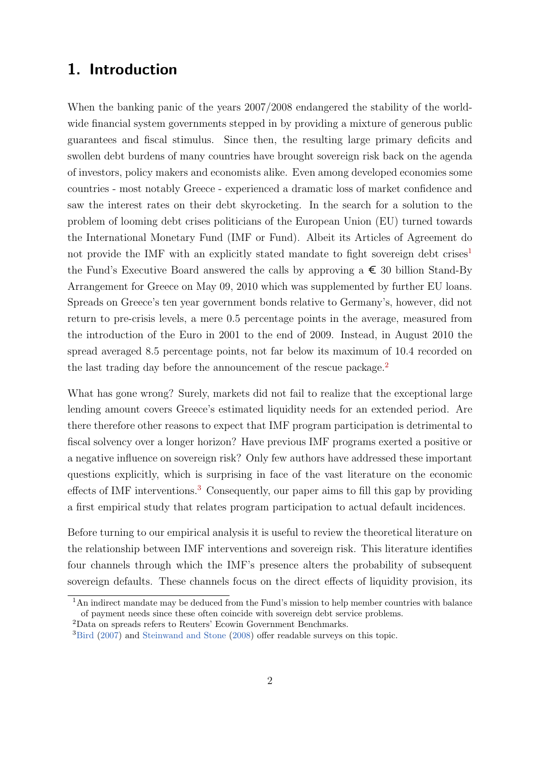# 1. Introduction

When the banking panic of the years 2007/2008 endangered the stability of the worldwide financial system governments stepped in by providing a mixture of generous public guarantees and fiscal stimulus. Since then, the resulting large primary deficits and swollen debt burdens of many countries have brought sovereign risk back on the agenda of investors, policy makers and economists alike. Even among developed economies some countries - most notably Greece - experienced a dramatic loss of market confidence and saw the interest rates on their debt skyrocketing. In the search for a solution to the problem of looming debt crises politicians of the European Union (EU) turned towards the International Monetary Fund (IMF or Fund). Albeit its Articles of Agreement do not provide the IMF with an explicitly stated mandate to fight sovereign debt crises[1] the Fund's Executive Board answered the calls by approving a € 30 billion Stand-By Arrangement for Greece on May 09, 2010 which was supplemented by further EU loans. Spreads on Greece's ten year government bonds relative to Germany's, however, did not return to pre-crisis levels, a mere 0.5 percentage points in the average, measured from the introduction of the Euro in 2001 to the end of 2009. Instead, in August 2010 the spread averaged 8.5 percentage points, not far below its maximum of 10.4 recorded on the last trading day before the announcement of the rescue package.[2]

What has gone wrong? Surely, markets did not fail to realize that the exceptional large lending amount covers Greece's estimated liquidity needs for an extended period. Are there therefore other reasons to expect that IMF program participation is detrimental to fiscal solvency over a longer horizon? Have previous IMF programs exerted a positive or a negative influence on sovereign risk? Only few authors have addressed these important questions explicitly, which is surprising in face of the vast literature on the economic effects of IMF interventions.[3] Consequently, our paper aims to fill this gap by providing a first empirical study that relates program participation to actual default incidences.

Before turning to our empirical analysis it is useful to review the theoretical literature on the relationship between IMF interventions and sovereign risk. This literature identifies four channels through which the IMF's presence alters the probability of subsequent sovereign defaults. These channels focus on the direct effects of liquidity provision, its

[1] An indirect mandate may be deduced from the Fund's mission to help member countries with balance of payment needs since these often coincide with sovereign debt service problems.

[2] Data on spreads refers to Reuters' Ecowin Government Benchmarks.

[3] Bird (2007) and Steinwand and Stone (2008) offer readable surveys on this topic.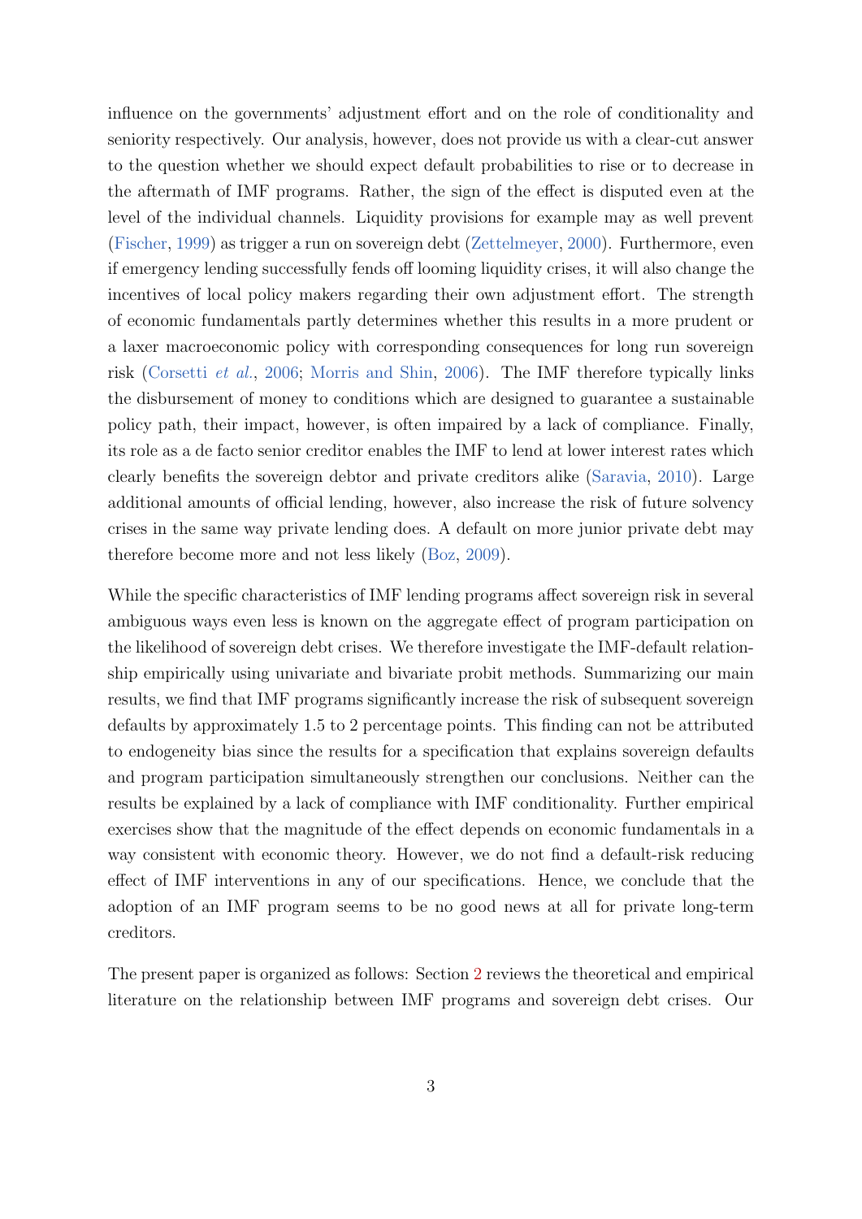influence on the governments' adjustment effort and on the role of conditionality and seniority respectively. Our analysis, however, does not provide us with a clear-cut answer to the question whether we should expect default probabilities to rise or to decrease in the aftermath of IMF programs. Rather, the sign of the effect is disputed even at the level of the individual channels. Liquidity provisions for example may as well prevent (Fischer, 1999) as trigger a run on sovereign debt (Zettelmeyer, 2000). Furthermore, even if emergency lending successfully fends off looming liquidity crises, it will also change the incentives of local policy makers regarding their own adjustment effort. The strength of economic fundamentals partly determines whether this results in a more prudent or a laxer macroeconomic policy with corresponding consequences for long run sovereign risk (Corsetti *et al.*, 2006; Morris and Shin, 2006). The IMF therefore typically links the disbursement of money to conditions which are designed to guarantee a sustainable policy path, their impact, however, is often impaired by a lack of compliance. Finally, its role as a de facto senior creditor enables the IMF to lend at lower interest rates which clearly benefits the sovereign debtor and private creditors alike (Saravia, 2010). Large additional amounts of official lending, however, also increase the risk of future solvency crises in the same way private lending does. A default on more junior private debt may therefore become more and not less likely (Boz, 2009).

While the specific characteristics of IMF lending programs affect sovereign risk in several ambiguous ways even less is known on the aggregate effect of program participation on the likelihood of sovereign debt crises. We therefore investigate the IMF-default relationship empirically using univariate and bivariate probit methods. Summarizing our main results, we find that IMF programs significantly increase the risk of subsequent sovereign defaults by approximately 1.5 to 2 percentage points. This finding can not be attributed to endogeneity bias since the results for a specification that explains sovereign defaults and program participation simultaneously strengthen our conclusions. Neither can the results be explained by a lack of compliance with IMF conditionality. Further empirical exercises show that the magnitude of the effect depends on economic fundamentals in a way consistent with economic theory. However, we do not find a default-risk reducing effect of IMF interventions in any of our specifications. Hence, we conclude that the adoption of an IMF program seems to be no good news at all for private long-term creditors.

The present paper is organized as follows: Section 2 reviews the theoretical and empirical literature on the relationship between IMF programs and sovereign debt crises. Our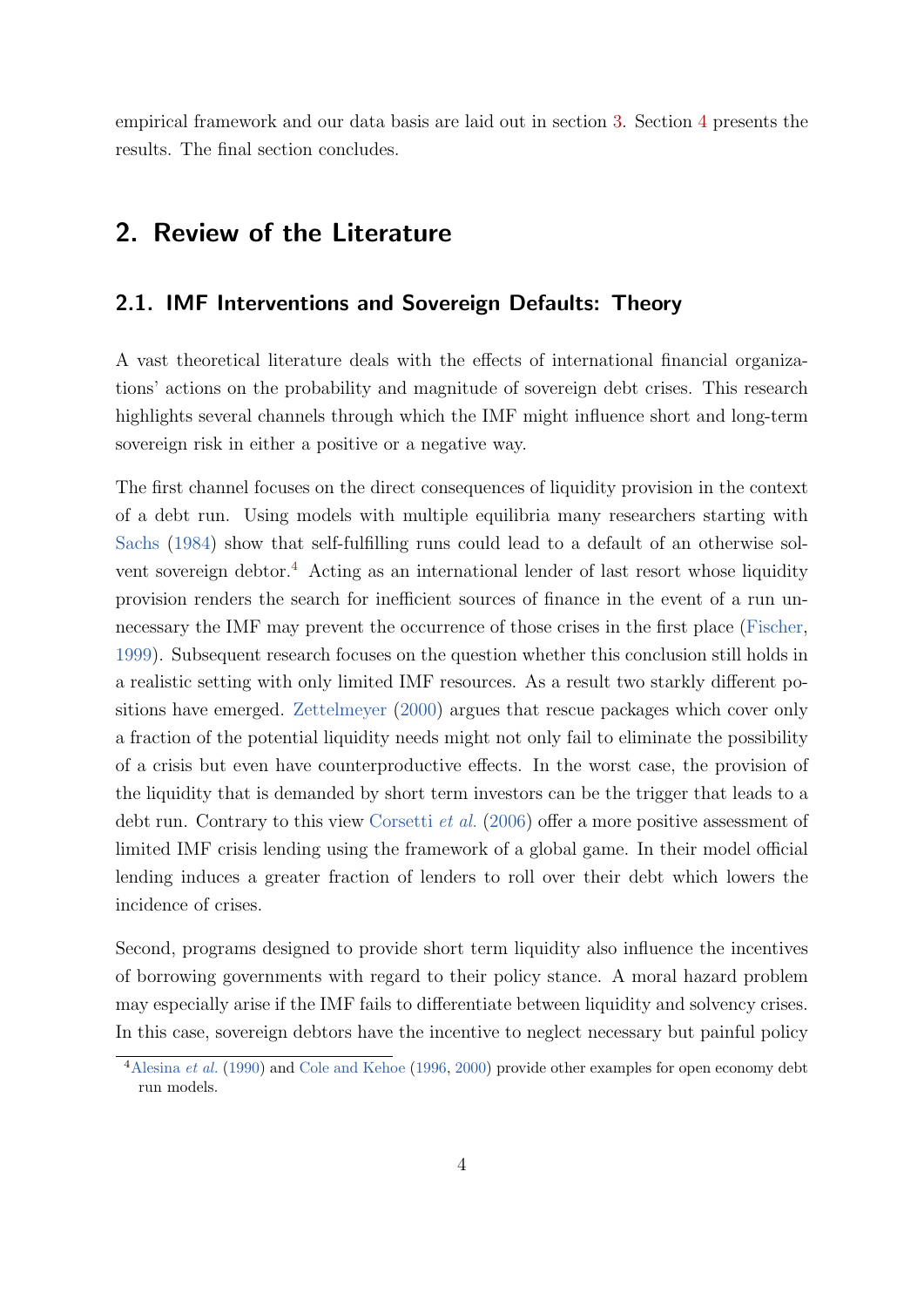empirical framework and our data basis are laid out in section 3. Section 4 presents the results. The final section concludes.

## 2. Review of the Literature

### 2.1. IMF Interventions and Sovereign Defaults: Theory

A vast theoretical literature deals with the effects of international financial organizations' actions on the probability and magnitude of sovereign debt crises. This research highlights several channels through which the IMF might influence short and long-term sovereign risk in either a positive or a negative way.

The first channel focuses on the direct consequences of liquidity provision in the context of a debt run. Using models with multiple equilibria many researchers starting with Sachs (1984) show that self-fulfilling runs could lead to a default of an otherwise solvent sovereign debtor.[4] Acting as an international lender of last resort whose liquidity provision renders the search for inefficient sources of finance in the event of a run unnecessary the IMF may prevent the occurrence of those crises in the first place (Fischer, 1999). Subsequent research focuses on the question whether this conclusion still holds in a realistic setting with only limited IMF resources. As a result two starkly different positions have emerged. Zettelmeyer (2000) argues that rescue packages which cover only a fraction of the potential liquidity needs might not only fail to eliminate the possibility of a crisis but even have counterproductive effects. In the worst case, the provision of the liquidity that is demanded by short term investors can be the trigger that leads to a debt run. Contrary to this view Corsetti *et al.* (2006) offer a more positive assessment of limited IMF crisis lending using the framework of a global game. In their model official lending induces a greater fraction of lenders to roll over their debt which lowers the incidence of crises.

Second, programs designed to provide short term liquidity also influence the incentives of borrowing governments with regard to their policy stance. A moral hazard problem may especially arise if the IMF fails to differentiate between liquidity and solvency crises. In this case, sovereign debtors have the incentive to neglect necessary but painful policy

[4] Alesina *et al.* (1990) and Cole and Kehoe (1996, 2000) provide other examples for open economy debt run models.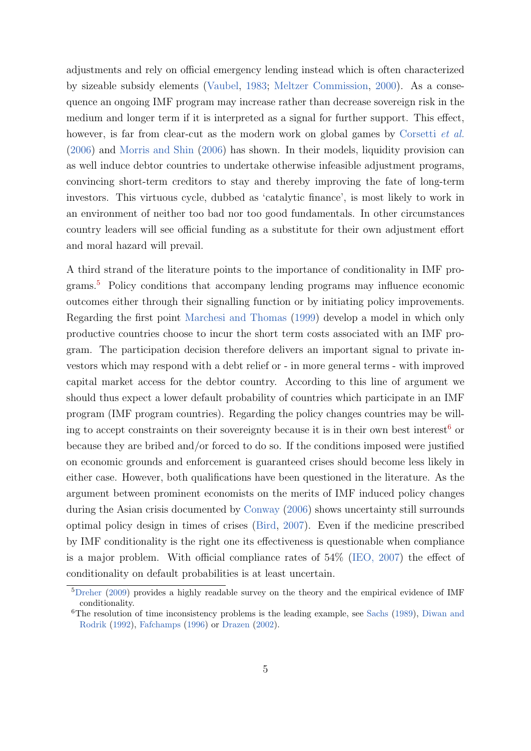adjustments and rely on official emergency lending instead which is often characterized by sizeable subsidy elements (Vaubel, 1983; Meltzer Commission, 2000). As a consequence an ongoing IMF program may increase rather than decrease sovereign risk in the medium and longer term if it is interpreted as a signal for further support. This effect, however, is far from clear-cut as the modern work on global games by Corsetti *et al.* (2006) and Morris and Shin (2006) has shown. In their models, liquidity provision can as well induce debtor countries to undertake otherwise infeasible adjustment programs, convincing short-term creditors to stay and thereby improving the fate of long-term investors. This virtuous cycle, dubbed as 'catalytic finance', is most likely to work in an environment of neither too bad nor too good fundamentals. In other circumstances country leaders will see official funding as a substitute for their own adjustment effort and moral hazard will prevail.

A third strand of the literature points to the importance of conditionality in IMF programs.[5] Policy conditions that accompany lending programs may influence economic outcomes either through their signalling function or by initiating policy improvements. Regarding the first point Marchesi and Thomas (1999) develop a model in which only productive countries choose to incur the short term costs associated with an IMF program. The participation decision therefore delivers an important signal to private investors which may respond with a debt relief or - in more general terms - with improved capital market access for the debtor country. According to this line of argument we should thus expect a lower default probability of countries which participate in an IMF program (IMF program countries). Regarding the policy changes countries may be willing to accept constraints on their sovereignty because it is in their own best interest[6] or because they are bribed and/or forced to do so. If the conditions imposed were justified on economic grounds and enforcement is guaranteed crises should become less likely in either case. However, both qualifications have been questioned in the literature. As the argument between prominent economists on the merits of IMF induced policy changes during the Asian crisis documented by Conway (2006) shows uncertainty still surrounds optimal policy design in times of crises (Bird, 2007). Even if the medicine prescribed by IMF conditionality is the right one its effectiveness is questionable when compliance is a major problem. With official compliance rates of 54% (IEO, 2007) the effect of conditionality on default probabilities is at least uncertain.

[5] Dreher (2009) provides a highly readable survey on the theory and the empirical evidence of IMF conditionality.

[6] The resolution of time inconsistency problems is the leading example, see Sachs (1989), Diwan and Rodrik (1992), Fafchamps (1996) or Drazen (2002).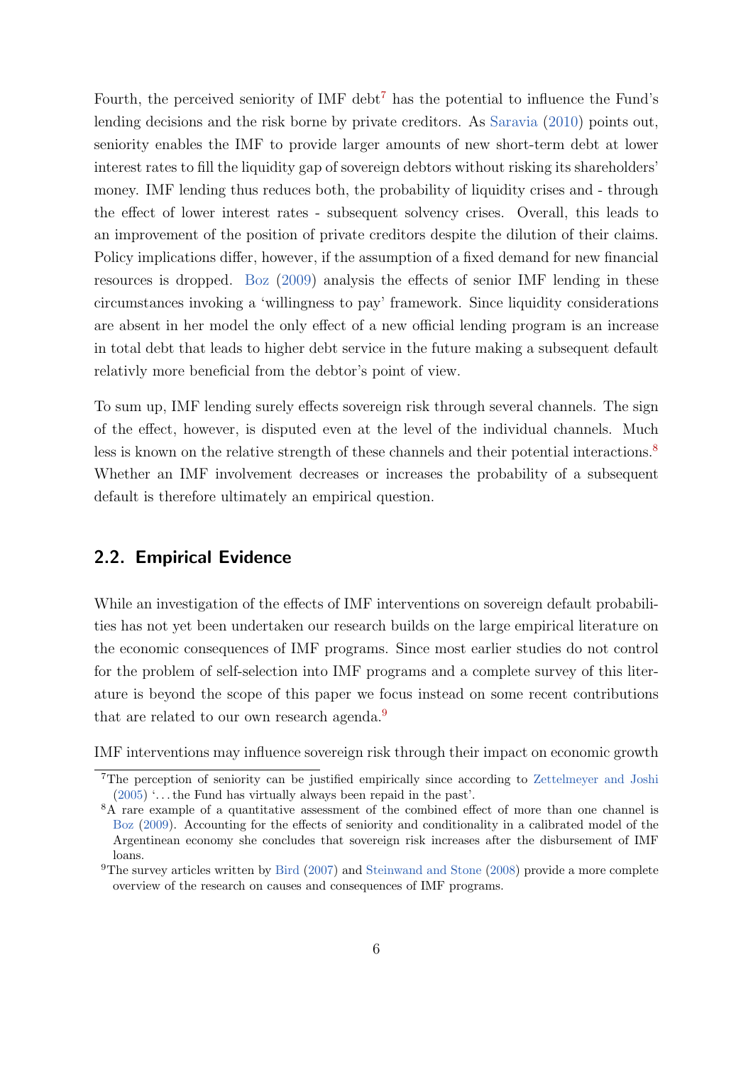Fourth, the perceived seniority of IMF debt[7] has the potential to influence the Fund's lending decisions and the risk borne by private creditors. As Saravia (2010) points out, seniority enables the IMF to provide larger amounts of new short-term debt at lower interest rates to fill the liquidity gap of sovereign debtors without risking its shareholders' money. IMF lending thus reduces both, the probability of liquidity crises and - through the effect of lower interest rates - subsequent solvency crises. Overall, this leads to an improvement of the position of private creditors despite the dilution of their claims. Policy implications differ, however, if the assumption of a fixed demand for new financial resources is dropped. Boz (2009) analysis the effects of senior IMF lending in these circumstances invoking a 'willingness to pay' framework. Since liquidity considerations are absent in her model the only effect of a new official lending program is an increase in total debt that leads to higher debt service in the future making a subsequent default relativly more beneficial from the debtor's point of view.

To sum up, IMF lending surely effects sovereign risk through several channels. The sign of the effect, however, is disputed even at the level of the individual channels. Much less is known on the relative strength of these channels and their potential interactions.[8] Whether an IMF involvement decreases or increases the probability of a subsequent default is therefore ultimately an empirical question.

## 2.2. Empirical Evidence

While an investigation of the effects of IMF interventions on sovereign default probabilities has not yet been undertaken our research builds on the large empirical literature on the economic consequences of IMF programs. Since most earlier studies do not control for the problem of self-selection into IMF programs and a complete survey of this literature is beyond the scope of this paper we focus instead on some recent contributions that are related to our own research agenda.[9]

IMF interventions may influence sovereign risk through their impact on economic growth

[7] The perception of seniority can be justified empirically since according to Zettelmeyer and Joshi (2005) '…the Fund has virtually always been repaid in the past'.

[8] A rare example of a quantitative assessment of the combined effect of more than one channel is Boz (2009). Accounting for the effects of seniority and conditionality in a calibrated model of the Argentinean economy she concludes that sovereign risk increases after the disbursement of IMF loans.

[9] The survey articles written by Bird (2007) and Steinwand and Stone (2008) provide a more complete overview of the research on causes and consequences of IMF programs.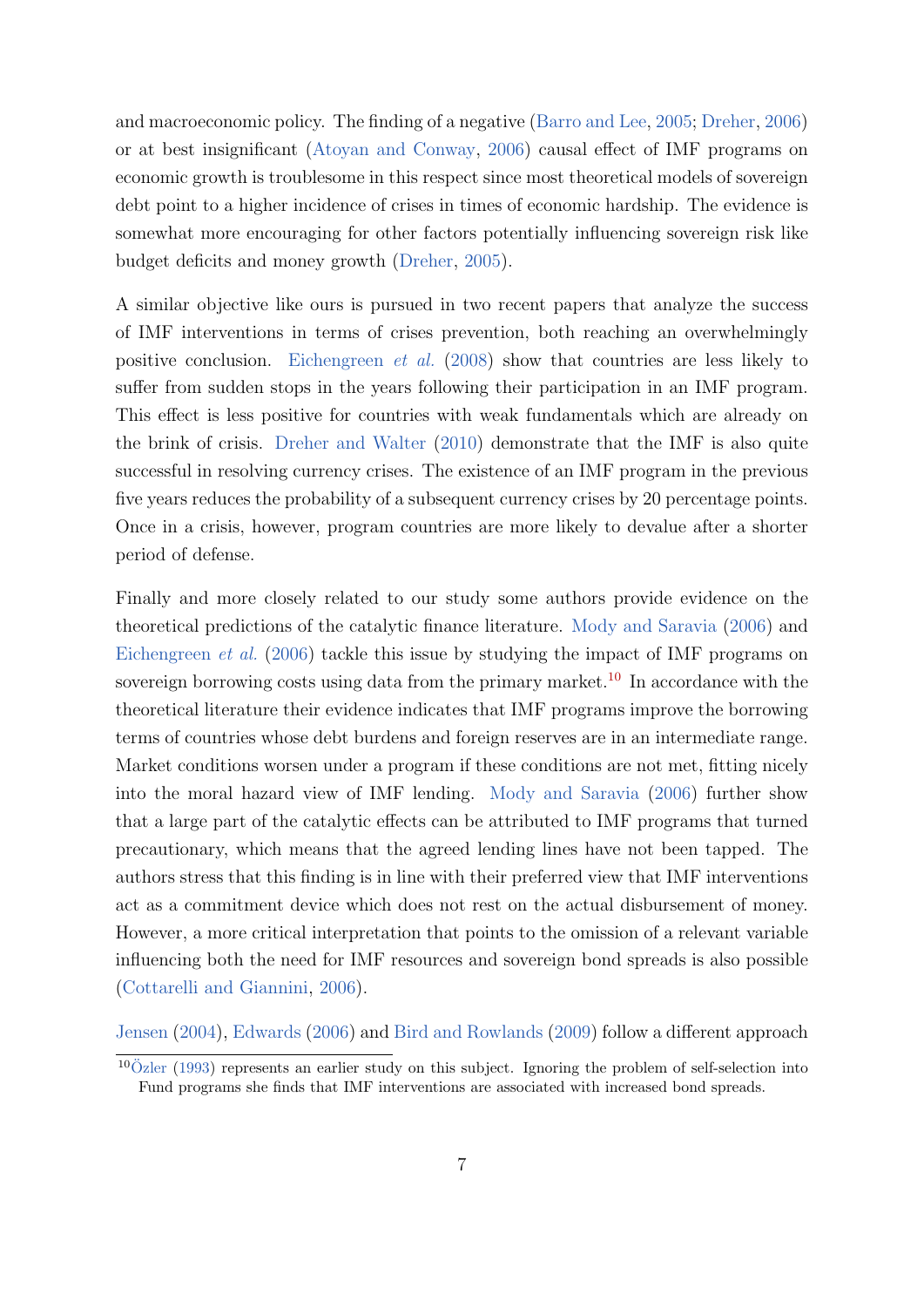and macroeconomic policy. The finding of a negative (Barro and Lee, 2005; Dreher, 2006) or at best insignificant (Atoyan and Conway, 2006) causal effect of IMF programs on economic growth is troublesome in this respect since most theoretical models of sovereign debt point to a higher incidence of crises in times of economic hardship. The evidence is somewhat more encouraging for other factors potentially influencing sovereign risk like budget deficits and money growth (Dreher, 2005).

A similar objective like ours is pursued in two recent papers that analyze the success of IMF interventions in terms of crises prevention, both reaching an overwhelmingly positive conclusion. Eichengreen *et al.* (2008) show that countries are less likely to suffer from sudden stops in the years following their participation in an IMF program. This effect is less positive for countries with weak fundamentals which are already on the brink of crisis. Dreher and Walter (2010) demonstrate that the IMF is also quite successful in resolving currency crises. The existence of an IMF program in the previous five years reduces the probability of a subsequent currency crises by 20 percentage points. Once in a crisis, however, program countries are more likely to devalue after a shorter period of defense.

Finally and more closely related to our study some authors provide evidence on the theoretical predictions of the catalytic finance literature. Mody and Saravia (2006) and Eichengreen *et al.* (2006) tackle this issue by studying the impact of IMF programs on sovereign borrowing costs using data from the primary market.[10] In accordance with the theoretical literature their evidence indicates that IMF programs improve the borrowing terms of countries whose debt burdens and foreign reserves are in an intermediate range. Market conditions worsen under a program if these conditions are not met, fitting nicely into the moral hazard view of IMF lending. Mody and Saravia (2006) further show that a large part of the catalytic effects can be attributed to IMF programs that turned precautionary, which means that the agreed lending lines have not been tapped. The authors stress that this finding is in line with their preferred view that IMF interventions act as a commitment device which does not rest on the actual disbursement of money. However, a more critical interpretation that points to the omission of a relevant variable influencing both the need for IMF resources and sovereign bond spreads is also possible (Cottarelli and Giannini, 2006).

Jensen (2004), Edwards (2006) and Bird and Rowlands (2009) follow a different approach

[10] Özler (1993) represents an earlier study on this subject. Ignoring the problem of self-selection into Fund programs she finds that IMF interventions are associated with increased bond spreads.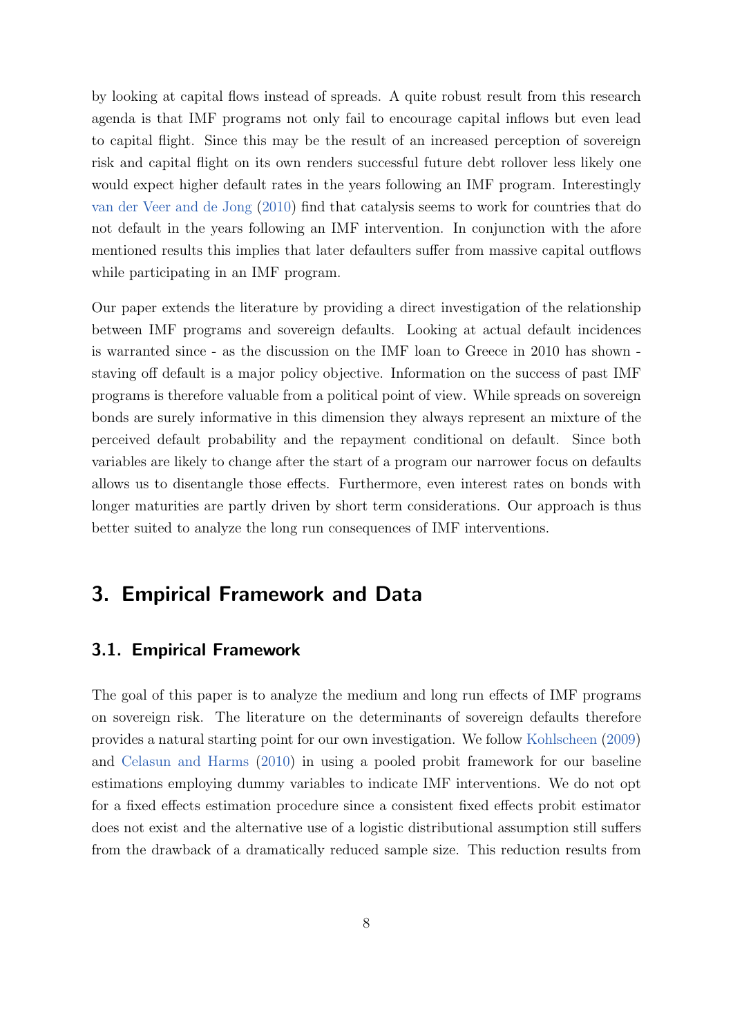by looking at capital flows instead of spreads. A quite robust result from this research agenda is that IMF programs not only fail to encourage capital inflows but even lead to capital flight. Since this may be the result of an increased perception of sovereign risk and capital flight on its own renders successful future debt rollover less likely one would expect higher default rates in the years following an IMF program. Interestingly van der Veer and de Jong (2010) find that catalysis seems to work for countries that do not default in the years following an IMF intervention. In conjunction with the afore mentioned results this implies that later defaulters suffer from massive capital outflows while participating in an IMF program.

Our paper extends the literature by providing a direct investigation of the relationship between IMF programs and sovereign defaults. Looking at actual default incidences is warranted since - as the discussion on the IMF loan to Greece in 2010 has shown - staving off default is a major policy objective. Information on the success of past IMF programs is therefore valuable from a political point of view. While spreads on sovereign bonds are surely informative in this dimension they always represent an mixture of the perceived default probability and the repayment conditional on default. Since both variables are likely to change after the start of a program our narrower focus on defaults allows us to disentangle those effects. Furthermore, even interest rates on bonds with longer maturities are partly driven by short term considerations. Our approach is thus better suited to analyze the long run consequences of IMF interventions.

## 3. Empirical Framework and Data

### 3.1. Empirical Framework

The goal of this paper is to analyze the medium and long run effects of IMF programs on sovereign risk. The literature on the determinants of sovereign defaults therefore provides a natural starting point for our own investigation. We follow Kohlscheen (2009) and Celasun and Harms (2010) in using a pooled probit framework for our baseline estimations employing dummy variables to indicate IMF interventions. We do not opt for a fixed effects estimation procedure since a consistent fixed effects probit estimator does not exist and the alternative use of a logistic distributional assumption still suffers from the drawback of a dramatically reduced sample size. This reduction results from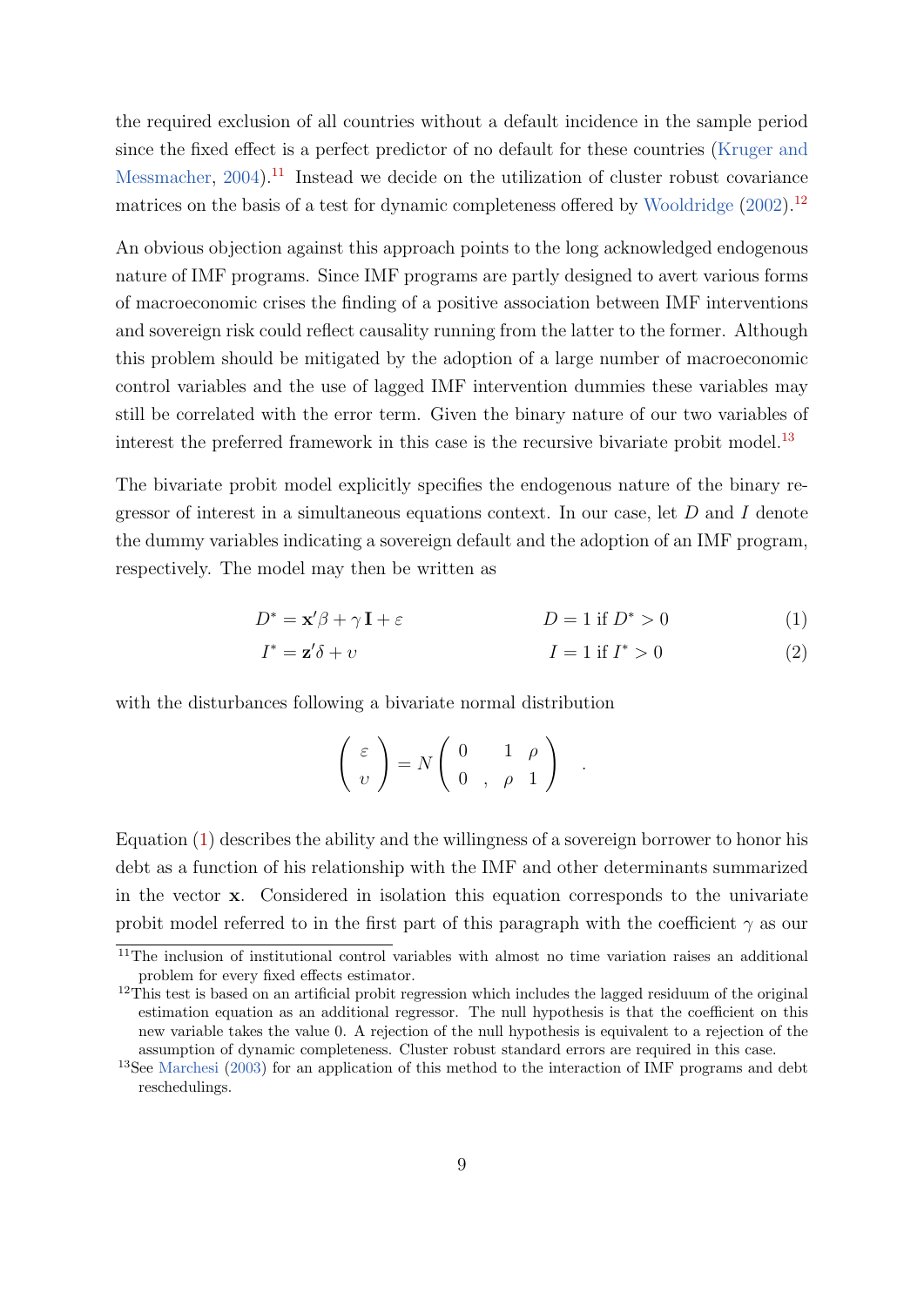the required exclusion of all countries without a default incidence in the sample period since the fixed effect is a perfect predictor of no default for these countries (Kruger and Messmacher, 2004).[11] Instead we decide on the utilization of cluster robust covariance matrices on the basis of a test for dynamic completeness offered by Wooldridge (2002).[12]

An obvious objection against this approach points to the long acknowledged endogenous nature of IMF programs. Since IMF programs are partly designed to avert various forms of macroeconomic crises the finding of a positive association between IMF interventions and sovereign risk could reflect causality running from the latter to the former. Although this problem should be mitigated by the adoption of a large number of macroeconomic control variables and the use of lagged IMF intervention dummies these variables may still be correlated with the error term. Given the binary nature of our two variables of interest the preferred framework in this case is the recursive bivariate probit model.[13]

The bivariate probit model explicitly specifies the endogenous nature of the binary regressor of interest in a simultaneous equations context. In our case, let $D$ and $I$ denote the dummy variables indicating a sovereign default and the adoption of an IMF program, respectively. The model may then be written as

$$D^* = \mathbf{x}'\beta + \gamma\,\mathbf{I} + \varepsilon \qquad\qquad D = 1 \text{ if } D^* > 0 \tag{1}$$

$$I^* = \mathbf{z}'\delta + \upsilon \qquad\qquad I = 1 \text{ if } I^* > 0 \tag{2}$$

with the disturbances following a bivariate normal distribution

$$\begin{pmatrix} \varepsilon \\ \upsilon \end{pmatrix} = N \begin{pmatrix} 0 & & 1 & \rho \\ 0 & , & \rho & 1 \end{pmatrix} \quad .$$

Equation (1) describes the ability and the willingness of a sovereign borrower to honor his debt as a function of his relationship with the IMF and other determinants summarized in the vector $\mathbf{x}$. Considered in isolation this equation corresponds to the univariate probit model referred to in the first part of this paragraph with the coefficient $\gamma$ as our

[11] The inclusion of institutional control variables with almost no time variation raises an additional problem for every fixed effects estimator.

[12] This test is based on an artificial probit regression which includes the lagged residuum of the original estimation equation as an additional regressor. The null hypothesis is that the coefficient on this new variable takes the value 0. A rejection of the null hypothesis is equivalent to a rejection of the assumption of dynamic completeness. Cluster robust standard errors are required in this case.

[13] See Marchesi (2003) for an application of this method to the interaction of IMF programs and debt reschedulings.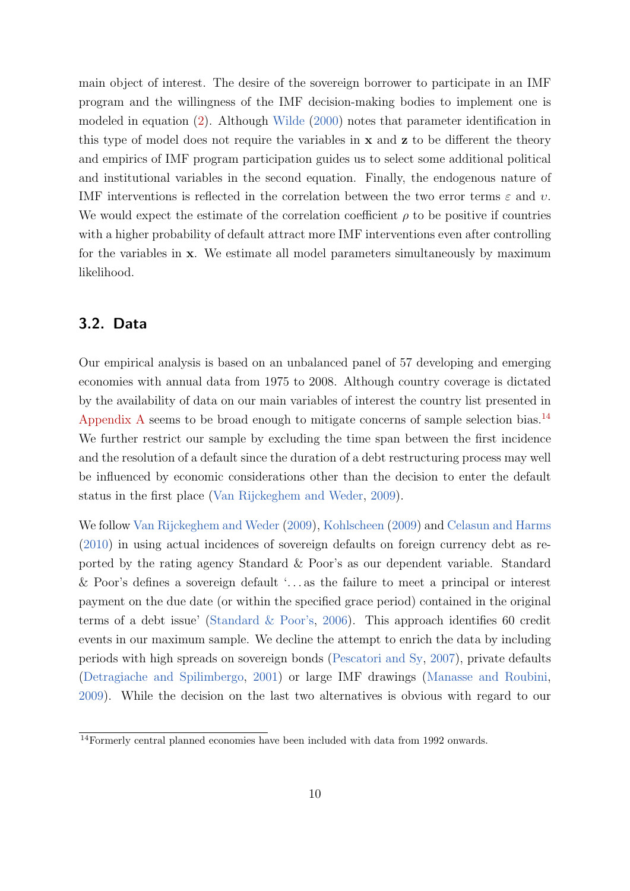main object of interest. The desire of the sovereign borrower to participate in an IMF program and the willingness of the IMF decision-making bodies to implement one is modeled in equation (2). Although Wilde (2000) notes that parameter identification in this type of model does not require the variables in $\mathbf{x}$ and $\mathbf{z}$ to be different the theory and empirics of IMF program participation guides us to select some additional political and institutional variables in the second equation. Finally, the endogenous nature of IMF interventions is reflected in the correlation between the two error terms $\varepsilon$ and $\upsilon$. We would expect the estimate of the correlation coefficient $\rho$ to be positive if countries with a higher probability of default attract more IMF interventions even after controlling for the variables in $\mathbf{x}$. We estimate all model parameters simultaneously by maximum likelihood.

## 3.2. Data

Our empirical analysis is based on an unbalanced panel of 57 developing and emerging economies with annual data from 1975 to 2008. Although country coverage is dictated by the availability of data on our main variables of interest the country list presented in Appendix A seems to be broad enough to mitigate concerns of sample selection bias.[14] We further restrict our sample by excluding the time span between the first incidence and the resolution of a default since the duration of a debt restructuring process may well be influenced by economic considerations other than the decision to enter the default status in the first place (Van Rijckeghem and Weder, 2009).

We follow Van Rijckeghem and Weder (2009), Kohlscheen (2009) and Celasun and Harms (2010) in using actual incidences of sovereign defaults on foreign currency debt as reported by the rating agency Standard & Poor's as our dependent variable. Standard & Poor's defines a sovereign default '...as the failure to meet a principal or interest payment on the due date (or within the specified grace period) contained in the original terms of a debt issue' (Standard & Poor's, 2006). This approach identifies 60 credit events in our maximum sample. We decline the attempt to enrich the data by including periods with high spreads on sovereign bonds (Pescatori and Sy, 2007), private defaults (Detragiache and Spilimbergo, 2001) or large IMF drawings (Manasse and Roubini, 2009). While the decision on the last two alternatives is obvious with regard to our

[14] Formerly central planned economies have been included with data from 1992 onwards.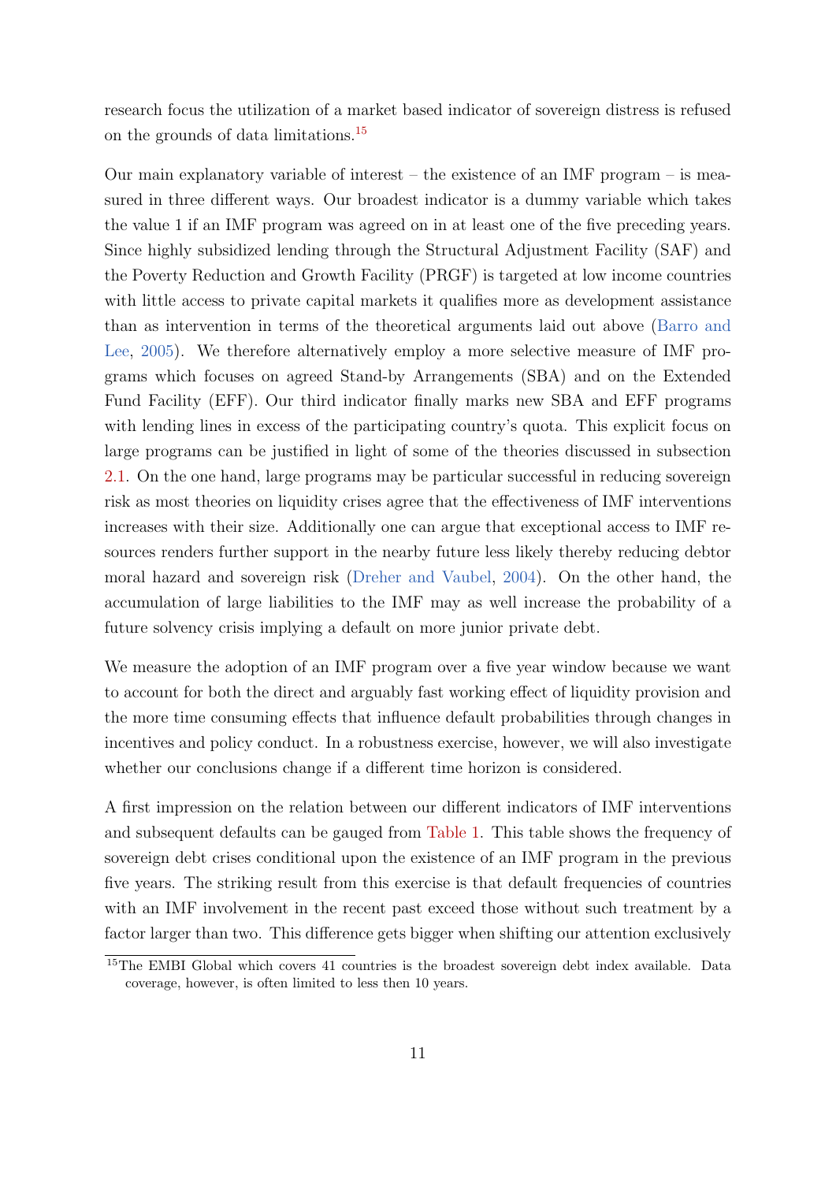research focus the utilization of a market based indicator of sovereign distress is refused on the grounds of data limitations.[15]

Our main explanatory variable of interest – the existence of an IMF program – is measured in three different ways. Our broadest indicator is a dummy variable which takes the value 1 if an IMF program was agreed on in at least one of the five preceding years. Since highly subsidized lending through the Structural Adjustment Facility (SAF) and the Poverty Reduction and Growth Facility (PRGF) is targeted at low income countries with little access to private capital markets it qualifies more as development assistance than as intervention in terms of the theoretical arguments laid out above (Barro and Lee, 2005). We therefore alternatively employ a more selective measure of IMF programs which focuses on agreed Stand-by Arrangements (SBA) and on the Extended Fund Facility (EFF). Our third indicator finally marks new SBA and EFF programs with lending lines in excess of the participating country's quota. This explicit focus on large programs can be justified in light of some of the theories discussed in subsection 2.1. On the one hand, large programs may be particular successful in reducing sovereign risk as most theories on liquidity crises agree that the effectiveness of IMF interventions increases with their size. Additionally one can argue that exceptional access to IMF resources renders further support in the nearby future less likely thereby reducing debtor moral hazard and sovereign risk (Dreher and Vaubel, 2004). On the other hand, the accumulation of large liabilities to the IMF may as well increase the probability of a future solvency crisis implying a default on more junior private debt.

We measure the adoption of an IMF program over a five year window because we want to account for both the direct and arguably fast working effect of liquidity provision and the more time consuming effects that influence default probabilities through changes in incentives and policy conduct. In a robustness exercise, however, we will also investigate whether our conclusions change if a different time horizon is considered.

A first impression on the relation between our different indicators of IMF interventions and subsequent defaults can be gauged from Table 1. This table shows the frequency of sovereign debt crises conditional upon the existence of an IMF program in the previous five years. The striking result from this exercise is that default frequencies of countries with an IMF involvement in the recent past exceed those without such treatment by a factor larger than two. This difference gets bigger when shifting our attention exclusively

[15] The EMBI Global which covers 41 countries is the broadest sovereign debt index available. Data coverage, however, is often limited to less then 10 years.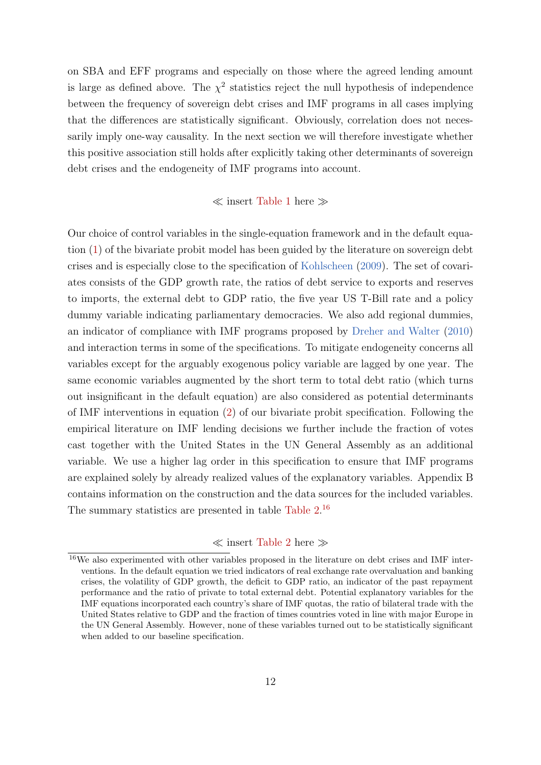on SBA and EFF programs and especially on those where the agreed lending amount is large as defined above. The $\chi^2$ statistics reject the null hypothesis of independence between the frequency of sovereign debt crises and IMF programs in all cases implying that the differences are statistically significant. Obviously, correlation does not necessarily imply one-way causality. In the next section we will therefore investigate whether this positive association still holds after explicitly taking other determinants of sovereign debt crises and the endogeneity of IMF programs into account.

≪ insert Table 1 here ≫

Our choice of control variables in the single-equation framework and in the default equation (1) of the bivariate probit model has been guided by the literature on sovereign debt crises and is especially close to the specification of Kohlscheen (2009). The set of covariates consists of the GDP growth rate, the ratios of debt service to exports and reserves to imports, the external debt to GDP ratio, the five year US T-Bill rate and a policy dummy variable indicating parliamentary democracies. We also add regional dummies, an indicator of compliance with IMF programs proposed by Dreher and Walter (2010) and interaction terms in some of the specifications. To mitigate endogeneity concerns all variables except for the arguably exogenous policy variable are lagged by one year. The same economic variables augmented by the short term to total debt ratio (which turns out insignificant in the default equation) are also considered as potential determinants of IMF interventions in equation (2) of our bivariate probit specification. Following the empirical literature on IMF lending decisions we further include the fraction of votes cast together with the United States in the UN General Assembly as an additional variable. We use a higher lag order in this specification to ensure that IMF programs are explained solely by already realized values of the explanatory variables. Appendix B contains information on the construction and the data sources for the included variables. The summary statistics are presented in table Table 2.[16]

≪ insert Table 2 here ≫

[16] We also experimented with other variables proposed in the literature on debt crises and IMF interventions. In the default equation we tried indicators of real exchange rate overvaluation and banking crises, the volatility of GDP growth, the deficit to GDP ratio, an indicator of the past repayment performance and the ratio of private to total external debt. Potential explanatory variables for the IMF equations incorporated each country's share of IMF quotas, the ratio of bilateral trade with the United States relative to GDP and the fraction of times countries voted in line with major Europe in the UN General Assembly. However, none of these variables turned out to be statistically significant when added to our baseline specification.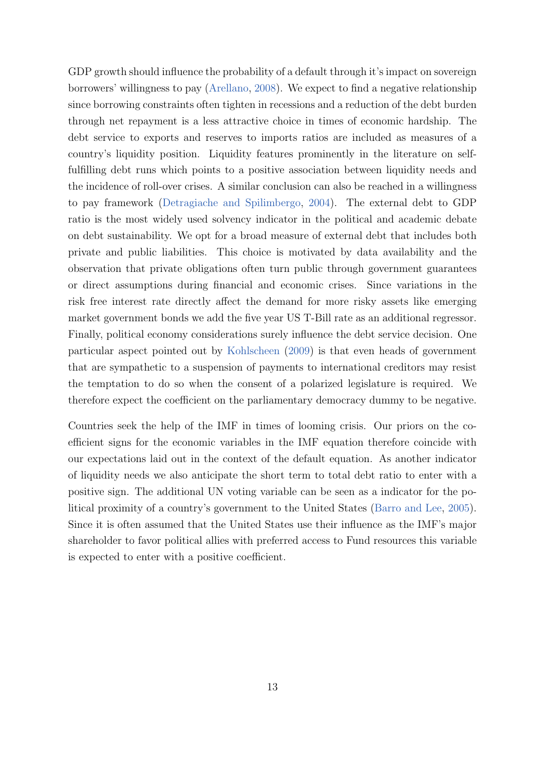GDP growth should influence the probability of a default through it's impact on sovereign borrowers' willingness to pay (Arellano, 2008). We expect to find a negative relationship since borrowing constraints often tighten in recessions and a reduction of the debt burden through net repayment is a less attractive choice in times of economic hardship. The debt service to exports and reserves to imports ratios are included as measures of a country's liquidity position. Liquidity features prominently in the literature on self-fulfilling debt runs which points to a positive association between liquidity needs and the incidence of roll-over crises. A similar conclusion can also be reached in a willingness to pay framework (Detragiache and Spilimbergo, 2004). The external debt to GDP ratio is the most widely used solvency indicator in the political and academic debate on debt sustainability. We opt for a broad measure of external debt that includes both private and public liabilities. This choice is motivated by data availability and the observation that private obligations often turn public through government guarantees or direct assumptions during financial and economic crises. Since variations in the risk free interest rate directly affect the demand for more risky assets like emerging market government bonds we add the five year US T-Bill rate as an additional regressor. Finally, political economy considerations surely influence the debt service decision. One particular aspect pointed out by Kohlscheen (2009) is that even heads of government that are sympathetic to a suspension of payments to international creditors may resist the temptation to do so when the consent of a polarized legislature is required. We therefore expect the coefficient on the parliamentary democracy dummy to be negative.

Countries seek the help of the IMF in times of looming crisis. Our priors on the coefficient signs for the economic variables in the IMF equation therefore coincide with our expectations laid out in the context of the default equation. As another indicator of liquidity needs we also anticipate the short term to total debt ratio to enter with a positive sign. The additional UN voting variable can be seen as a indicator for the political proximity of a country's government to the United States (Barro and Lee, 2005). Since it is often assumed that the United States use their influence as the IMF's major shareholder to favor political allies with preferred access to Fund resources this variable is expected to enter with a positive coefficient.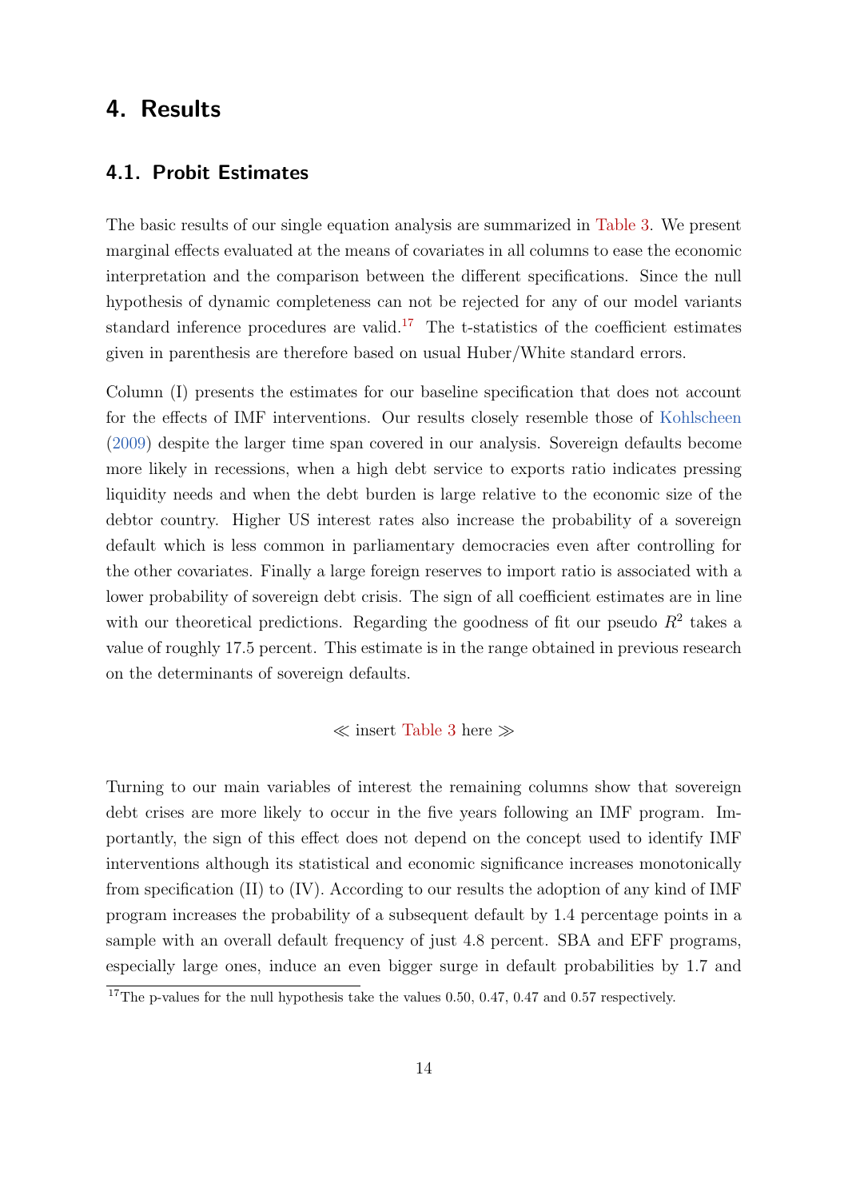# 4. Results

## 4.1. Probit Estimates

The basic results of our single equation analysis are summarized in Table 3. We present marginal effects evaluated at the means of covariates in all columns to ease the economic interpretation and the comparison between the different specifications. Since the null hypothesis of dynamic completeness can not be rejected for any of our model variants standard inference procedures are valid.[17] The t-statistics of the coefficient estimates given in parenthesis are therefore based on usual Huber/White standard errors.

Column (I) presents the estimates for our baseline specification that does not account for the effects of IMF interventions. Our results closely resemble those of Kohlscheen (2009) despite the larger time span covered in our analysis. Sovereign defaults become more likely in recessions, when a high debt service to exports ratio indicates pressing liquidity needs and when the debt burden is large relative to the economic size of the debtor country. Higher US interest rates also increase the probability of a sovereign default which is less common in parliamentary democracies even after controlling for the other covariates. Finally a large foreign reserves to import ratio is associated with a lower probability of sovereign debt crisis. The sign of all coefficient estimates are in line with our theoretical predictions. Regarding the goodness of fit our pseudo $R^2$ takes a value of roughly 17.5 percent. This estimate is in the range obtained in previous research on the determinants of sovereign defaults.

≪ insert Table 3 here ≫

Turning to our main variables of interest the remaining columns show that sovereign debt crises are more likely to occur in the five years following an IMF program. Importantly, the sign of this effect does not depend on the concept used to identify IMF interventions although its statistical and economic significance increases monotonically from specification (II) to (IV). According to our results the adoption of any kind of IMF program increases the probability of a subsequent default by 1.4 percentage points in a sample with an overall default frequency of just 4.8 percent. SBA and EFF programs, especially large ones, induce an even bigger surge in default probabilities by 1.7 and

[17] The p-values for the null hypothesis take the values 0.50, 0.47, 0.47 and 0.57 respectively.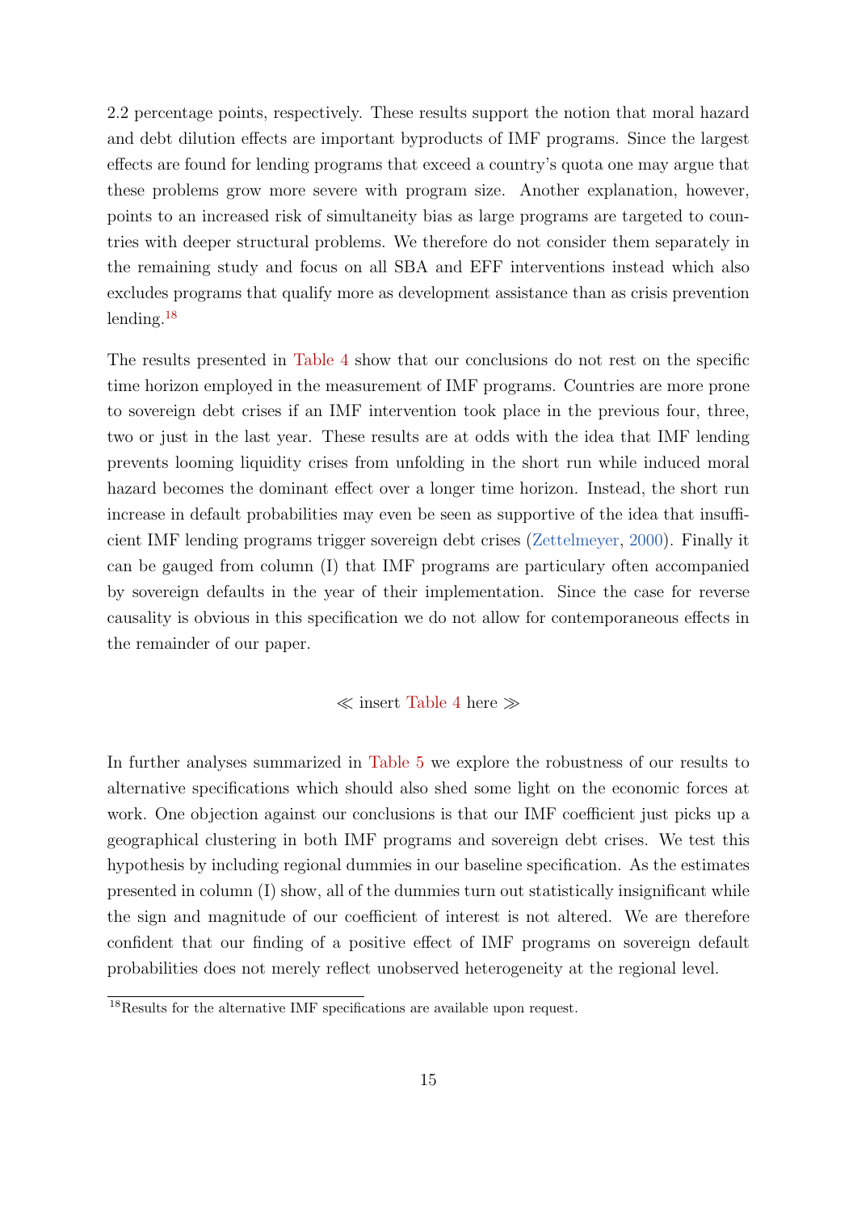2.2 percentage points, respectively. These results support the notion that moral hazard and debt dilution effects are important byproducts of IMF programs. Since the largest effects are found for lending programs that exceed a country's quota one may argue that these problems grow more severe with program size. Another explanation, however, points to an increased risk of simultaneity bias as large programs are targeted to countries with deeper structural problems. We therefore do not consider them separately in the remaining study and focus on all SBA and EFF interventions instead which also excludes programs that qualify more as development assistance than as crisis prevention lending.[18]

The results presented in Table 4 show that our conclusions do not rest on the specific time horizon employed in the measurement of IMF programs. Countries are more prone to sovereign debt crises if an IMF intervention took place in the previous four, three, two or just in the last year. These results are at odds with the idea that IMF lending prevents looming liquidity crises from unfolding in the short run while induced moral hazard becomes the dominant effect over a longer time horizon. Instead, the short run increase in default probabilities may even be seen as supportive of the idea that insufficient IMF lending programs trigger sovereign debt crises (Zettelmeyer, 2000). Finally it can be gauged from column (I) that IMF programs are particulary often accompanied by sovereign defaults in the year of their implementation. Since the case for reverse causality is obvious in this specification we do not allow for contemporaneous effects in the remainder of our paper.

≪ insert Table 4 here ≫

In further analyses summarized in Table 5 we explore the robustness of our results to alternative specifications which should also shed some light on the economic forces at work. One objection against our conclusions is that our IMF coefficient just picks up a geographical clustering in both IMF programs and sovereign debt crises. We test this hypothesis by including regional dummies in our baseline specification. As the estimates presented in column (I) show, all of the dummies turn out statistically insignificant while the sign and magnitude of our coefficient of interest is not altered. We are therefore confident that our finding of a positive effect of IMF programs on sovereign default probabilities does not merely reflect unobserved heterogeneity at the regional level.

[18] Results for the alternative IMF specifications are available upon request.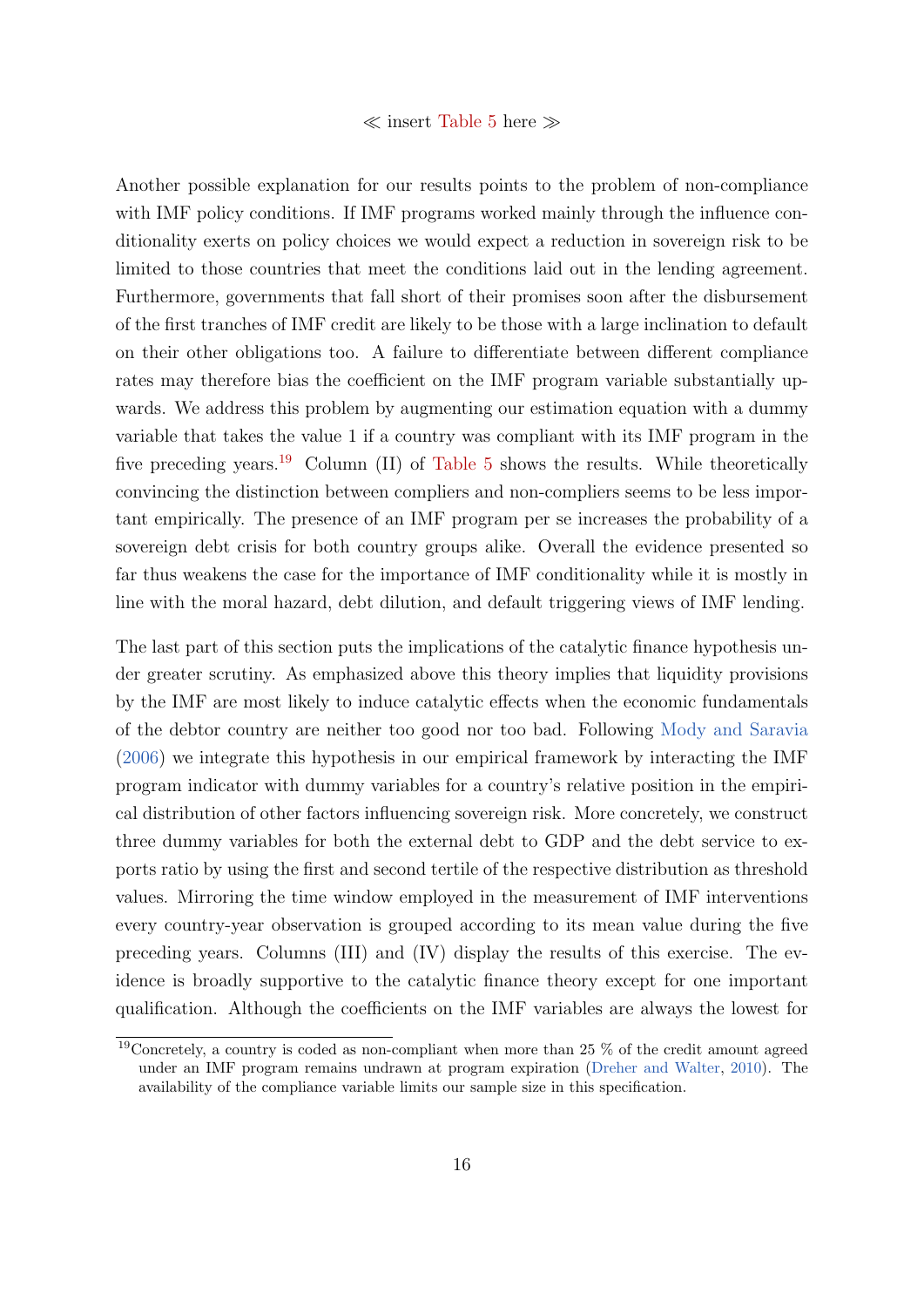≪ insert Table 5 here ≫

Another possible explanation for our results points to the problem of non-compliance with IMF policy conditions. If IMF programs worked mainly through the influence conditionality exerts on policy choices we would expect a reduction in sovereign risk to be limited to those countries that meet the conditions laid out in the lending agreement. Furthermore, governments that fall short of their promises soon after the disbursement of the first tranches of IMF credit are likely to be those with a large inclination to default on their other obligations too. A failure to differentiate between different compliance rates may therefore bias the coefficient on the IMF program variable substantially upwards. We address this problem by augmenting our estimation equation with a dummy variable that takes the value 1 if a country was compliant with its IMF program in the five preceding years.[19] Column (II) of Table 5 shows the results. While theoretically convincing the distinction between compliers and non-compliers seems to be less important empirically. The presence of an IMF program per se increases the probability of a sovereign debt crisis for both country groups alike. Overall the evidence presented so far thus weakens the case for the importance of IMF conditionality while it is mostly in line with the moral hazard, debt dilution, and default triggering views of IMF lending.

The last part of this section puts the implications of the catalytic finance hypothesis under greater scrutiny. As emphasized above this theory implies that liquidity provisions by the IMF are most likely to induce catalytic effects when the economic fundamentals of the debtor country are neither too good nor too bad. Following Mody and Saravia (2006) we integrate this hypothesis in our empirical framework by interacting the IMF program indicator with dummy variables for a country's relative position in the empirical distribution of other factors influencing sovereign risk. More concretely, we construct three dummy variables for both the external debt to GDP and the debt service to exports ratio by using the first and second tertile of the respective distribution as threshold values. Mirroring the time window employed in the measurement of IMF interventions every country-year observation is grouped according to its mean value during the five preceding years. Columns (III) and (IV) display the results of this exercise. The evidence is broadly supportive to the catalytic finance theory except for one important qualification. Although the coefficients on the IMF variables are always the lowest for

[19] Concretely, a country is coded as non-compliant when more than 25 % of the credit amount agreed under an IMF program remains undrawn at program expiration (Dreher and Walter, 2010). The availability of the compliance variable limits our sample size in this specification.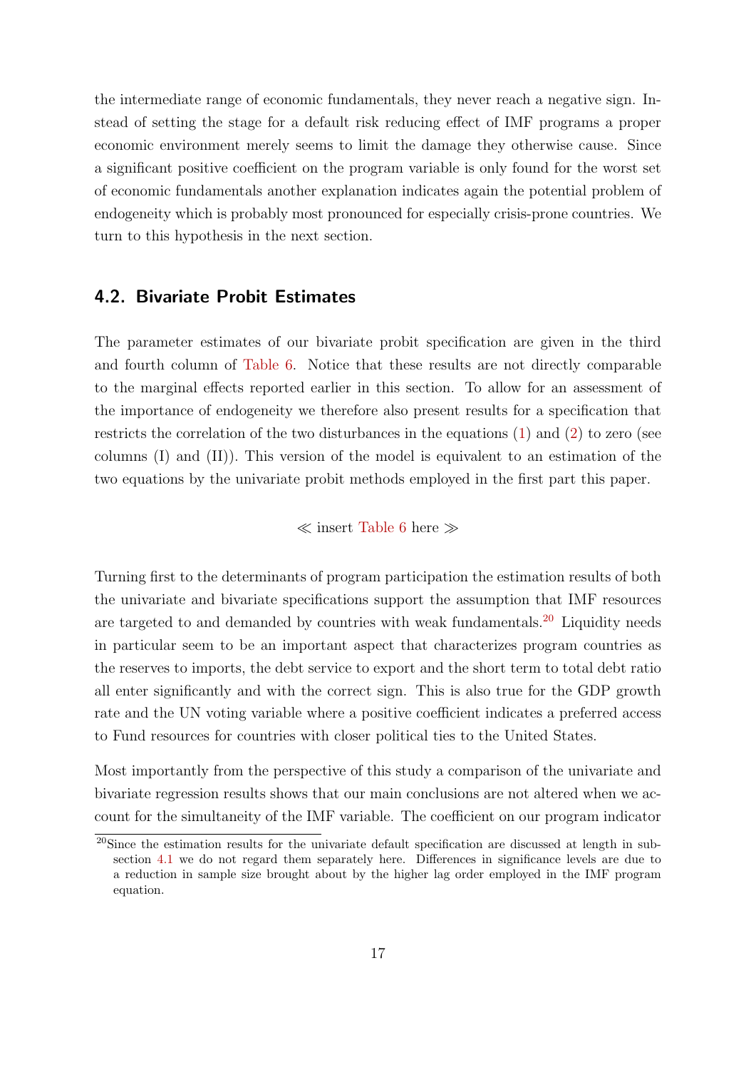the intermediate range of economic fundamentals, they never reach a negative sign. Instead of setting the stage for a default risk reducing effect of IMF programs a proper economic environment merely seems to limit the damage they otherwise cause. Since a significant positive coefficient on the program variable is only found for the worst set of economic fundamentals another explanation indicates again the potential problem of endogeneity which is probably most pronounced for especially crisis-prone countries. We turn to this hypothesis in the next section.

## 4.2. Bivariate Probit Estimates

The parameter estimates of our bivariate probit specification are given in the third and fourth column of Table 6. Notice that these results are not directly comparable to the marginal effects reported earlier in this section. To allow for an assessment of the importance of endogeneity we therefore also present results for a specification that restricts the correlation of the two disturbances in the equations (1) and (2) to zero (see columns (I) and (II)). This version of the model is equivalent to an estimation of the two equations by the univariate probit methods employed in the first part this paper.

≪ insert Table 6 here ≫

Turning first to the determinants of program participation the estimation results of both the univariate and bivariate specifications support the assumption that IMF resources are targeted to and demanded by countries with weak fundamentals.[20] Liquidity needs in particular seem to be an important aspect that characterizes program countries as the reserves to imports, the debt service to export and the short term to total debt ratio all enter significantly and with the correct sign. This is also true for the GDP growth rate and the UN voting variable where a positive coefficient indicates a preferred access to Fund resources for countries with closer political ties to the United States.

Most importantly from the perspective of this study a comparison of the univariate and bivariate regression results shows that our main conclusions are not altered when we account for the simultaneity of the IMF variable. The coefficient on our program indicator

[20] Since the estimation results for the univariate default specification are discussed at length in subsection 4.1 we do not regard them separately here. Differences in significance levels are due to a reduction in sample size brought about by the higher lag order employed in the IMF program equation.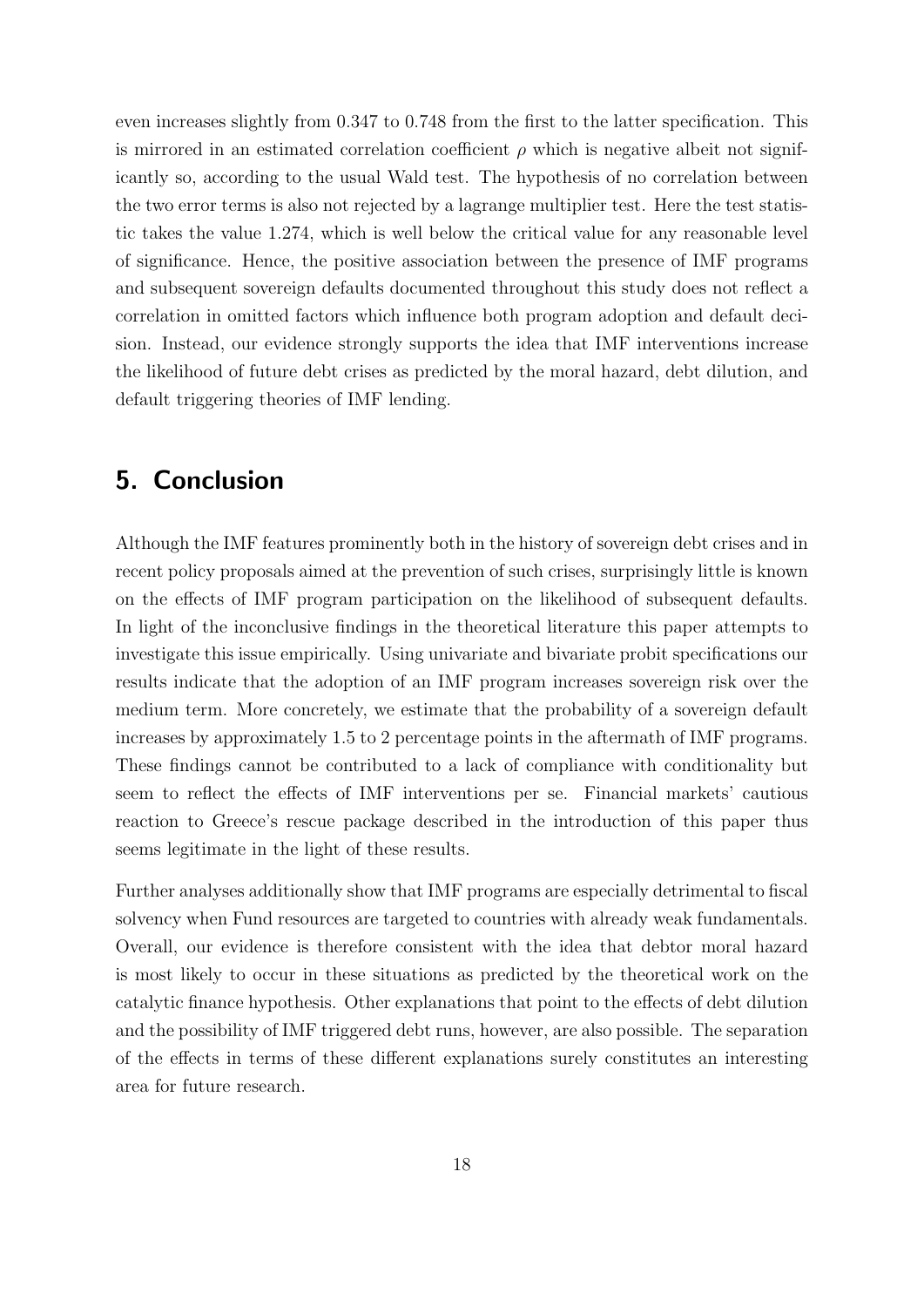even increases slightly from 0.347 to 0.748 from the first to the latter specification. This is mirrored in an estimated correlation coefficient $\rho$ which is negative albeit not significantly so, according to the usual Wald test. The hypothesis of no correlation between the two error terms is also not rejected by a lagrange multiplier test. Here the test statistic takes the value 1.274, which is well below the critical value for any reasonable level of significance. Hence, the positive association between the presence of IMF programs and subsequent sovereign defaults documented throughout this study does not reflect a correlation in omitted factors which influence both program adoption and default decision. Instead, our evidence strongly supports the idea that IMF interventions increase the likelihood of future debt crises as predicted by the moral hazard, debt dilution, and default triggering theories of IMF lending.

## 5. Conclusion

Although the IMF features prominently both in the history of sovereign debt crises and in recent policy proposals aimed at the prevention of such crises, surprisingly little is known on the effects of IMF program participation on the likelihood of subsequent defaults. In light of the inconclusive findings in the theoretical literature this paper attempts to investigate this issue empirically. Using univariate and bivariate probit specifications our results indicate that the adoption of an IMF program increases sovereign risk over the medium term. More concretely, we estimate that the probability of a sovereign default increases by approximately 1.5 to 2 percentage points in the aftermath of IMF programs. These findings cannot be contributed to a lack of compliance with conditionality but seem to reflect the effects of IMF interventions per se. Financial markets' cautious reaction to Greece's rescue package described in the introduction of this paper thus seems legitimate in the light of these results.

Further analyses additionally show that IMF programs are especially detrimental to fiscal solvency when Fund resources are targeted to countries with already weak fundamentals. Overall, our evidence is therefore consistent with the idea that debtor moral hazard is most likely to occur in these situations as predicted by the theoretical work on the catalytic finance hypothesis. Other explanations that point to the effects of debt dilution and the possibility of IMF triggered debt runs, however, are also possible. The separation of the effects in terms of these different explanations surely constitutes an interesting area for future research.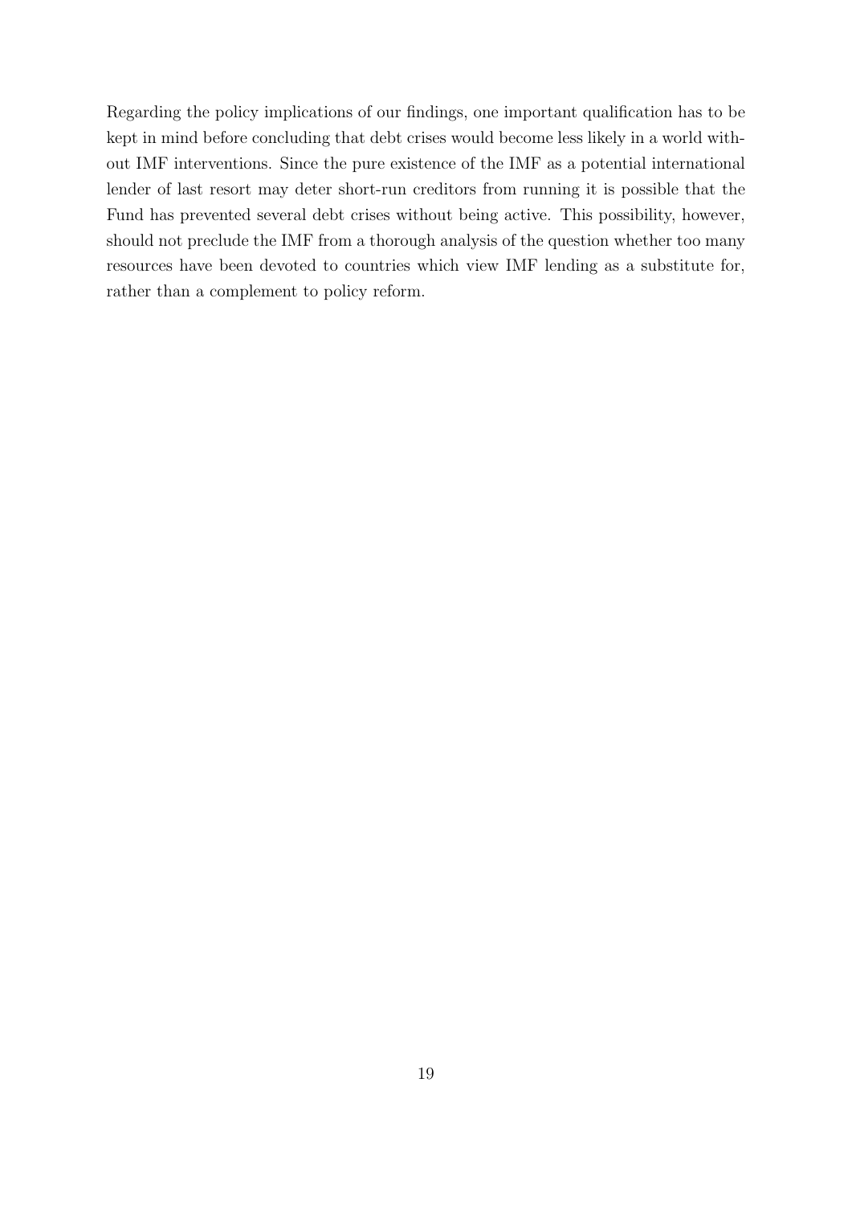Regarding the policy implications of our findings, one important qualification has to be kept in mind before concluding that debt crises would become less likely in a world without IMF interventions. Since the pure existence of the IMF as a potential international lender of last resort may deter short-run creditors from running it is possible that the Fund has prevented several debt crises without being active. This possibility, however, should not preclude the IMF from a thorough analysis of the question whether too many resources have been devoted to countries which view IMF lending as a substitute for, rather than a complement to policy reform.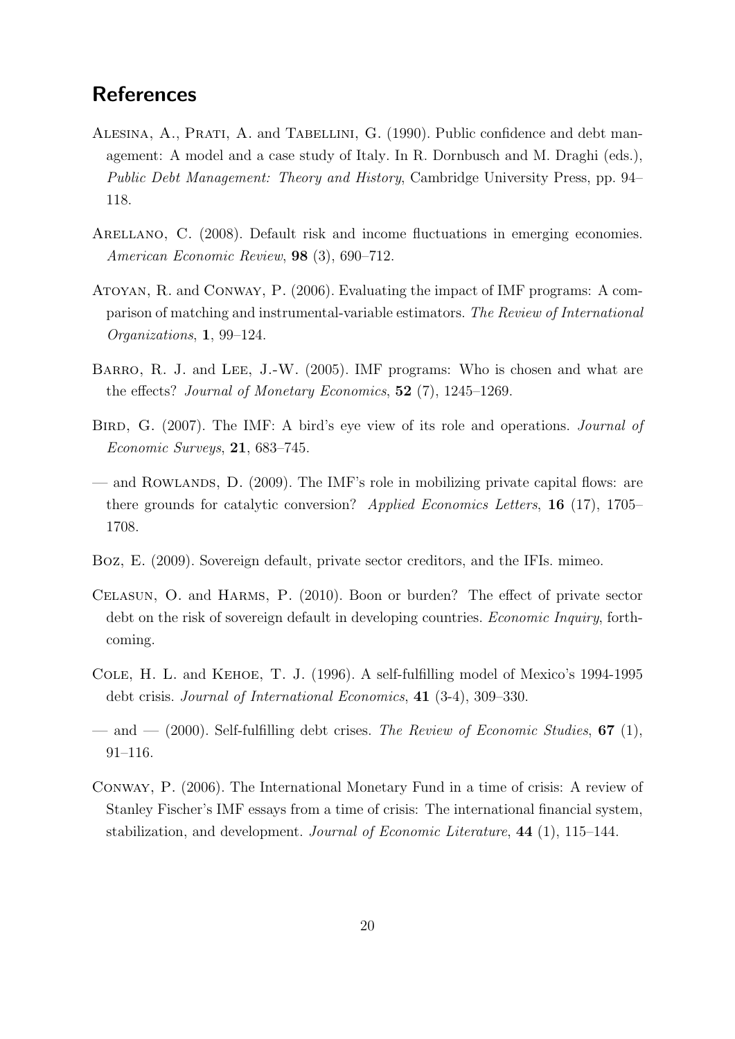## References

Alesina, A., Prati, A. and Tabellini, G. (1990). Public confidence and debt management: A model and a case study of Italy. In R. Dornbusch and M. Draghi (eds.), *Public Debt Management: Theory and History*, Cambridge University Press, pp. 94–118.

Arellano, C. (2008). Default risk and income fluctuations in emerging economies. *American Economic Review*, **98** (3), 690–712.

Atoyan, R. and Conway, P. (2006). Evaluating the impact of IMF programs: A comparison of matching and instrumental-variable estimators. *The Review of International Organizations*, **1**, 99–124.

Barro, R. J. and Lee, J.-W. (2005). IMF programs: Who is chosen and what are the effects? *Journal of Monetary Economics*, **52** (7), 1245–1269.

Bird, G. (2007). The IMF: A bird's eye view of its role and operations. *Journal of Economic Surveys*, **21**, 683–745.

— and Rowlands, D. (2009). The IMF's role in mobilizing private capital flows: are there grounds for catalytic conversion? *Applied Economics Letters*, **16** (17), 1705–1708.

Boz, E. (2009). Sovereign default, private sector creditors, and the IFIs. mimeo.

Celasun, O. and Harms, P. (2010). Boon or burden? The effect of private sector debt on the risk of sovereign default in developing countries. *Economic Inquiry*, forthcoming.

Cole, H. L. and Kehoe, T. J. (1996). A self-fulfilling model of Mexico's 1994-1995 debt crisis. *Journal of International Economics*, **41** (3-4), 309–330.

— and — (2000). Self-fulfilling debt crises. *The Review of Economic Studies*, **67** (1), 91–116.

Conway, P. (2006). The International Monetary Fund in a time of crisis: A review of Stanley Fischer's IMF essays from a time of crisis: The international financial system, stabilization, and development. *Journal of Economic Literature*, **44** (1), 115–144.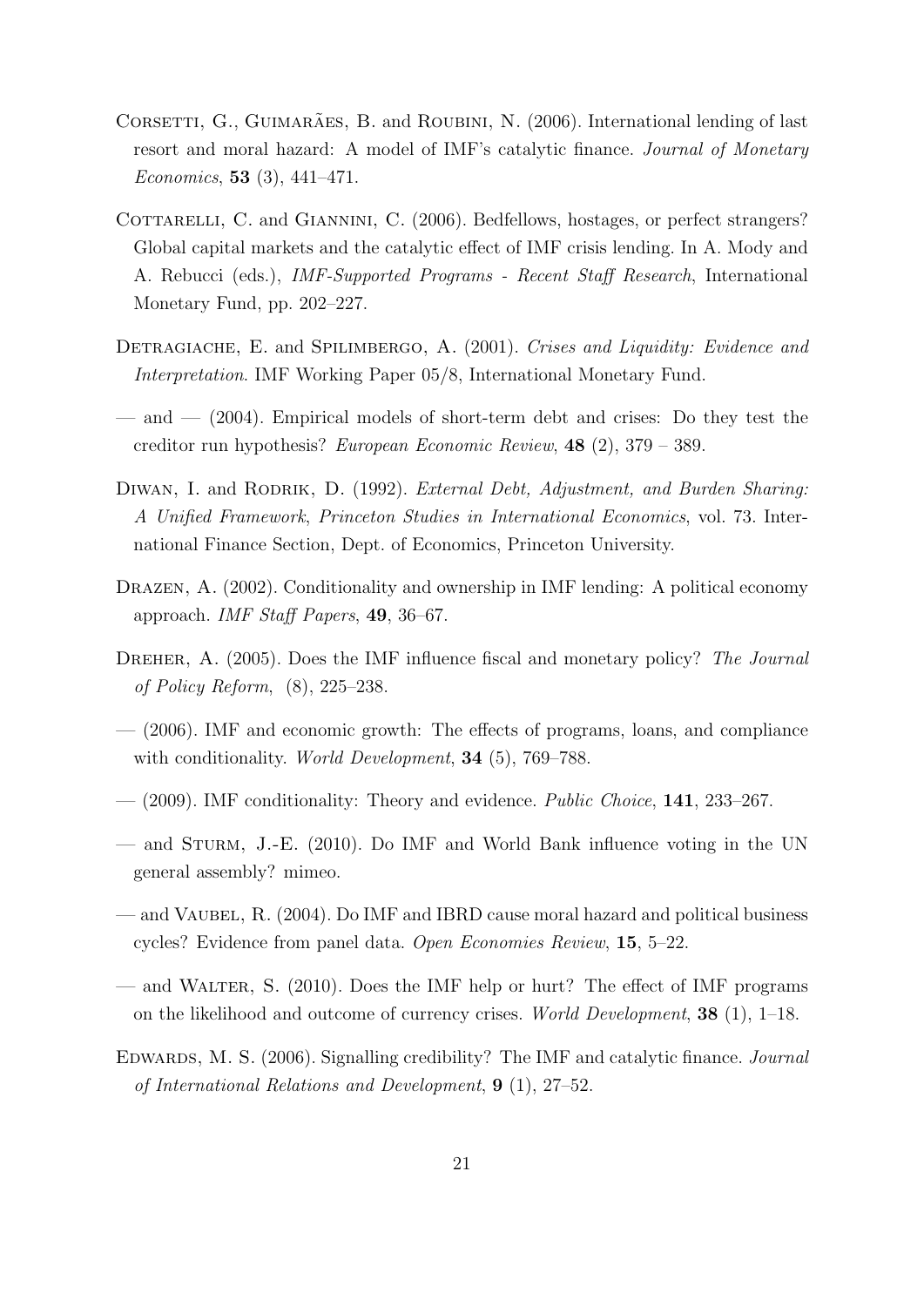Corsetti, G., Guimarães, B. and Roubini, N. (2006). International lending of last resort and moral hazard: A model of IMF's catalytic finance. *Journal of Monetary Economics*, **53** (3), 441–471.

Cottarelli, C. and Giannini, C. (2006). Bedfellows, hostages, or perfect strangers? Global capital markets and the catalytic effect of IMF crisis lending. In A. Mody and A. Rebucci (eds.), *IMF-Supported Programs - Recent Staff Research*, International Monetary Fund, pp. 202–227.

Detragiache, E. and Spilimbergo, A. (2001). *Crises and Liquidity: Evidence and Interpretation*. IMF Working Paper 05/8, International Monetary Fund.

— and — (2004). Empirical models of short-term debt and crises: Do they test the creditor run hypothesis? *European Economic Review*, **48** (2), 379 – 389.

Diwan, I. and Rodrik, D. (1992). *External Debt, Adjustment, and Burden Sharing: A Unified Framework*, *Princeton Studies in International Economics*, vol. 73. International Finance Section, Dept. of Economics, Princeton University.

Drazen, A. (2002). Conditionality and ownership in IMF lending: A political economy approach. *IMF Staff Papers*, **49**, 36–67.

Dreher, A. (2005). Does the IMF influence fiscal and monetary policy? *The Journal of Policy Reform*, (8), 225–238.

— (2006). IMF and economic growth: The effects of programs, loans, and compliance with conditionality. *World Development*, **34** (5), 769–788.

— (2009). IMF conditionality: Theory and evidence. *Public Choice*, **141**, 233–267.

— and Sturm, J.-E. (2010). Do IMF and World Bank influence voting in the UN general assembly? mimeo.

— and Vaubel, R. (2004). Do IMF and IBRD cause moral hazard and political business cycles? Evidence from panel data. *Open Economies Review*, **15**, 5–22.

— and Walter, S. (2010). Does the IMF help or hurt? The effect of IMF programs on the likelihood and outcome of currency crises. *World Development*, **38** (1), 1–18.

Edwards, M. S. (2006). Signalling credibility? The IMF and catalytic finance. *Journal of International Relations and Development*, **9** (1), 27–52.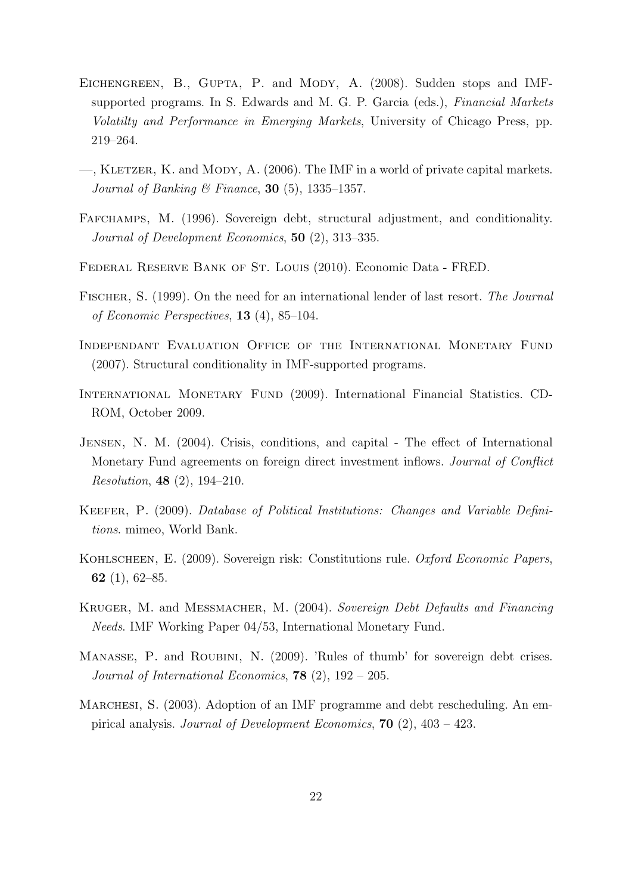Eichengreen, B., Gupta, P. and Mody, A. (2008). Sudden stops and IMF-supported programs. In S. Edwards and M. G. P. Garcia (eds.), *Financial Markets Volatilty and Performance in Emerging Markets*, University of Chicago Press, pp. 219–264.

—, Kletzer, K. and Mody, A. (2006). The IMF in a world of private capital markets. *Journal of Banking & Finance*, **30** (5), 1335–1357.

Fafchamps, M. (1996). Sovereign debt, structural adjustment, and conditionality. *Journal of Development Economics*, **50** (2), 313–335.

Federal Reserve Bank of St. Louis (2010). Economic Data - FRED.

Fischer, S. (1999). On the need for an international lender of last resort. *The Journal of Economic Perspectives*, **13** (4), 85–104.

Independant Evaluation Office of the International Monetary Fund (2007). Structural conditionality in IMF-supported programs.

International Monetary Fund (2009). International Financial Statistics. CD-ROM, October 2009.

Jensen, N. M. (2004). Crisis, conditions, and capital - The effect of International Monetary Fund agreements on foreign direct investment inflows. *Journal of Conflict Resolution*, **48** (2), 194–210.

Keefer, P. (2009). *Database of Political Institutions: Changes and Variable Definitions*. mimeo, World Bank.

Kohlscheen, E. (2009). Sovereign risk: Constitutions rule. *Oxford Economic Papers*, **62** (1), 62–85.

Kruger, M. and Messmacher, M. (2004). *Sovereign Debt Defaults and Financing Needs*. IMF Working Paper 04/53, International Monetary Fund.

Manasse, P. and Roubini, N. (2009). 'Rules of thumb' for sovereign debt crises. *Journal of International Economics*, **78** (2), 192 – 205.

Marchesi, S. (2003). Adoption of an IMF programme and debt rescheduling. An empirical analysis. *Journal of Development Economics*, **70** (2), 403 – 423.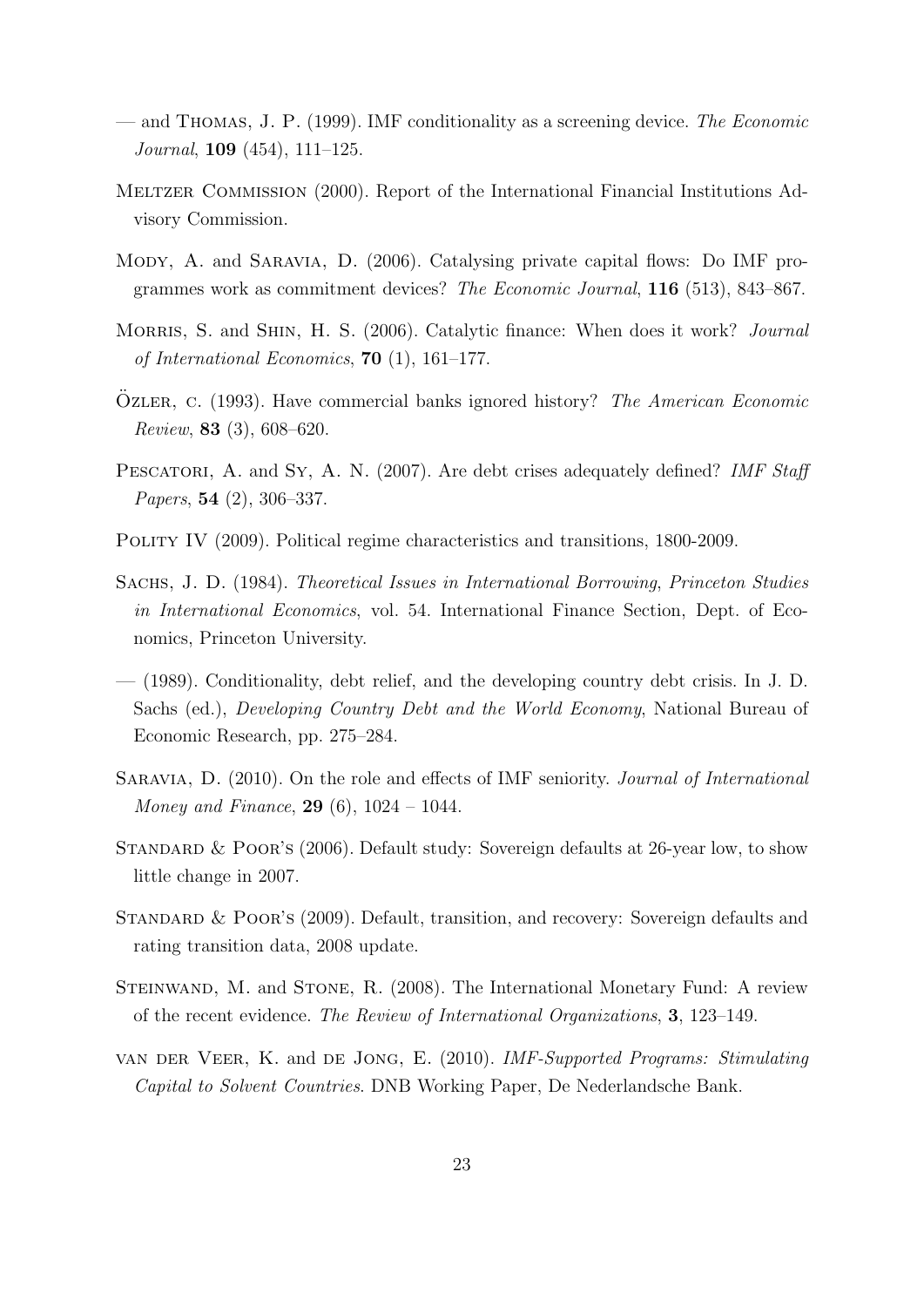— and Thomas, J. P. (1999). IMF conditionality as a screening device. *The Economic Journal*, **109** (454), 111–125.

Meltzer Commission (2000). Report of the International Financial Institutions Advisory Commission.

Mody, A. and Saravia, D. (2006). Catalysing private capital flows: Do IMF programmes work as commitment devices? *The Economic Journal*, **116** (513), 843–867.

Morris, S. and Shin, H. S. (2006). Catalytic finance: When does it work? *Journal of International Economics*, **70** (1), 161–177.

Özler, c. (1993). Have commercial banks ignored history? *The American Economic Review*, **83** (3), 608–620.

Pescatori, A. and Sy, A. N. (2007). Are debt crises adequately defined? *IMF Staff Papers*, **54** (2), 306–337.

Polity IV (2009). Political regime characteristics and transitions, 1800-2009.

Sachs, J. D. (1984). *Theoretical Issues in International Borrowing*, *Princeton Studies in International Economics*, vol. 54. International Finance Section, Dept. of Economics, Princeton University.

— (1989). Conditionality, debt relief, and the developing country debt crisis. In J. D. Sachs (ed.), *Developing Country Debt and the World Economy*, National Bureau of Economic Research, pp. 275–284.

Saravia, D. (2010). On the role and effects of IMF seniority. *Journal of International Money and Finance*, **29** (6), 1024 – 1044.

Standard & Poor's (2006). Default study: Sovereign defaults at 26-year low, to show little change in 2007.

Standard & Poor's (2009). Default, transition, and recovery: Sovereign defaults and rating transition data, 2008 update.

Steinwand, M. and Stone, R. (2008). The International Monetary Fund: A review of the recent evidence. *The Review of International Organizations*, **3**, 123–149.

van der Veer, K. and de Jong, E. (2010). *IMF-Supported Programs: Stimulating Capital to Solvent Countries*. DNB Working Paper, De Nederlandsche Bank.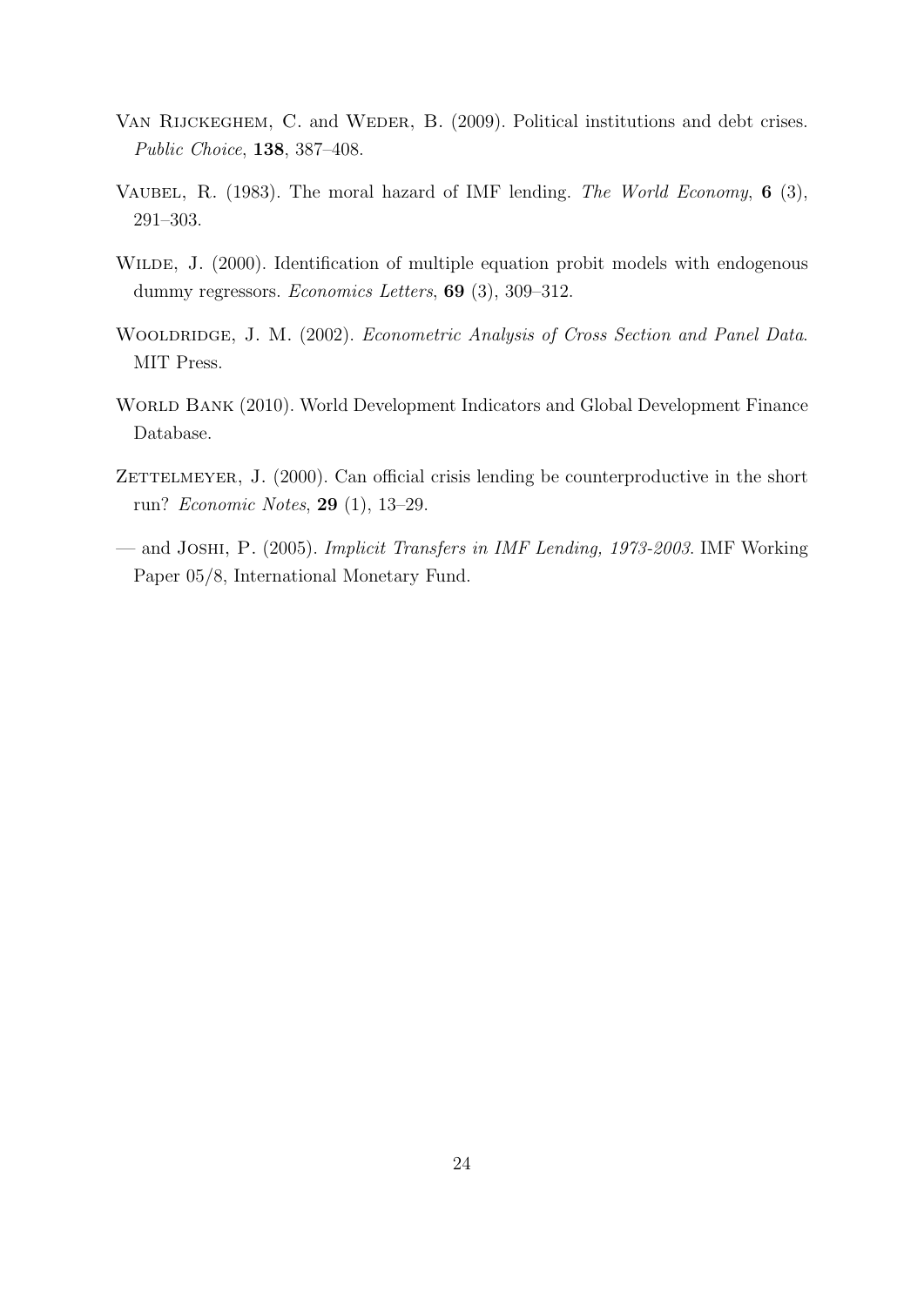Van Rijckeghem, C. and Weder, B. (2009). Political institutions and debt crises. *Public Choice*, **138**, 387–408.

Vaubel, R. (1983). The moral hazard of IMF lending. *The World Economy*, **6** (3), 291–303.

Wilde, J. (2000). Identification of multiple equation probit models with endogenous dummy regressors. *Economics Letters*, **69** (3), 309–312.

Wooldridge, J. M. (2002). *Econometric Analysis of Cross Section and Panel Data*. MIT Press.

World Bank (2010). World Development Indicators and Global Development Finance Database.

Zettelmeyer, J. (2000). Can official crisis lending be counterproductive in the short run? *Economic Notes*, **29** (1), 13–29.

— and Joshi, P. (2005). *Implicit Transfers in IMF Lending, 1973-2003*. IMF Working Paper 05/8, International Monetary Fund.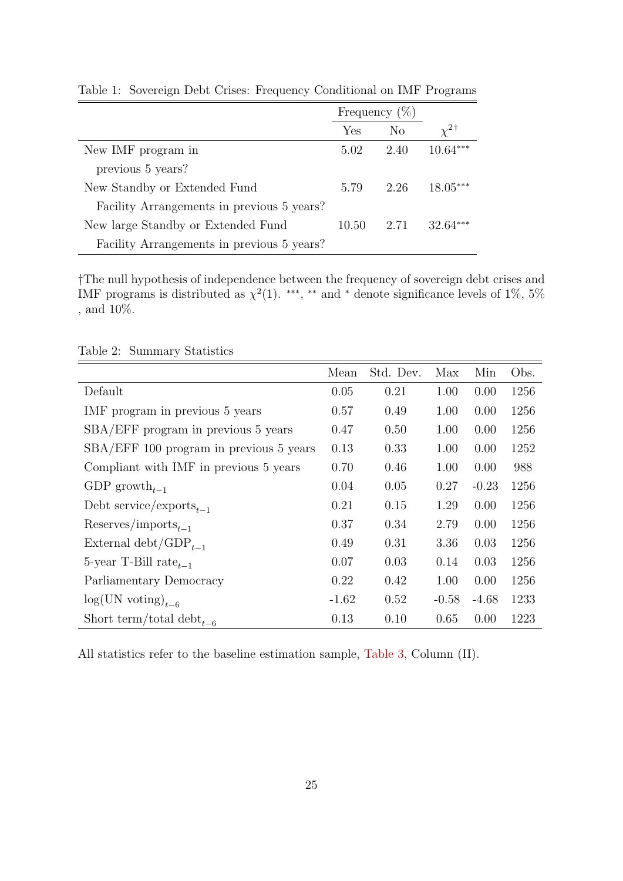Table 1: Sovereign Debt Crises: Frequency Conditional on IMF Programs

| | Frequency (%) | | |
|---|---|---|---|
| | Yes | No | $\chi^{2\dagger}$ |
| New IMF program in previous 5 years? | 5.02 | 2.40 | $10.64^{***}$ |
| New Standby or Extended Fund Facility Arrangements in previous 5 years? | 5.79 | 2.26 | $18.05^{***}$ |
| New large Standby or Extended Fund Facility Arrangements in previous 5 years? | 10.50 | 2.71 | $32.64^{***}$ |

†The null hypothesis of independence between the frequency of sovereign debt crises and IMF programs is distributed as $\chi^2(1)$. $^{***}$, $^{**}$ and $^{*}$ denote significance levels of 1%, 5% , and 10%.

Table 2: Summary Statistics

| | Mean | Std. Dev. | Max | Min | Obs. |
|---|---|---|---|---|---|
| Default | 0.05 | 0.21 | 1.00 | 0.00 | 1256 |
| IMF program in previous 5 years | 0.57 | 0.49 | 1.00 | 0.00 | 1256 |
| SBA/EFF program in previous 5 years | 0.47 | 0.50 | 1.00 | 0.00 | 1256 |
| SBA/EFF 100 program in previous 5 years | 0.13 | 0.33 | 1.00 | 0.00 | 1252 |
| Compliant with IMF in previous 5 years | 0.70 | 0.46 | 1.00 | 0.00 | 988 |
| GDP growth$_{t-1}$ | 0.04 | 0.05 | 0.27 | -0.23 | 1256 |
| Debt service/exports$_{t-1}$ | 0.21 | 0.15 | 1.29 | 0.00 | 1256 |
| Reserves/imports$_{t-1}$ | 0.37 | 0.34 | 2.79 | 0.00 | 1256 |
| External debt/GDP$_{t-1}$ | 0.49 | 0.31 | 3.36 | 0.03 | 1256 |
| 5-year T-Bill rate$_{t-1}$ | 0.07 | 0.03 | 0.14 | 0.03 | 1256 |
| Parliamentary Democracy | 0.22 | 0.42 | 1.00 | 0.00 | 1256 |
| log(UN voting)$_{t-6}$ | -1.62 | 0.52 | -0.58 | -4.68 | 1233 |
| Short term/total debt$_{t-6}$ | 0.13 | 0.10 | 0.65 | 0.00 | 1223 |

All statistics refer to the baseline estimation sample, Table 3, Column (II).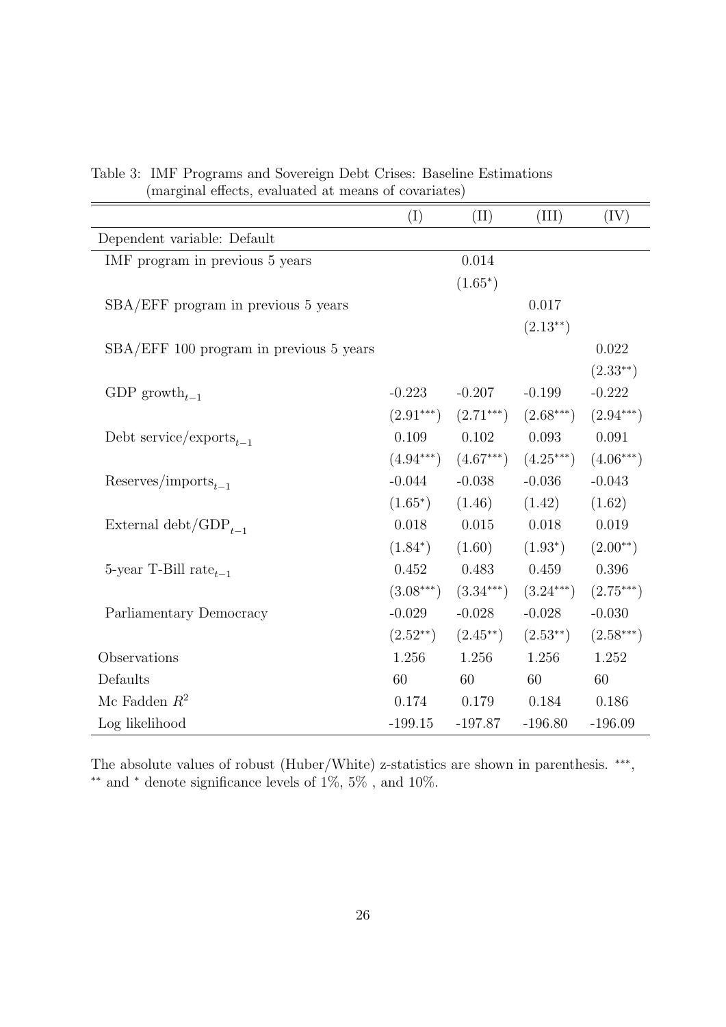Table 3: IMF Programs and Sovereign Debt Crises: Baseline Estimations (marginal effects, evaluated at means of covariates)

| | (I) | (II) | (III) | (IV) |
|---|---|---|---|---|
| Dependent variable: Default | | | | |
| IMF program in previous 5 years | | 0.014 | | |
| | | (1.65*) | | |
| SBA/EFF program in previous 5 years | | | 0.017 | |
| | | | (2.13**) | |
| SBA/EFF 100 program in previous 5 years | | | | 0.022 |
| | | | | (2.33**) |
| GDP growth$_{t-1}$ | -0.223 | -0.207 | -0.199 | -0.222 |
| | (2.91***) | (2.71***) | (2.68***) | (2.94***) |
| Debt service/exports$_{t-1}$ | 0.109 | 0.102 | 0.093 | 0.091 |
| | (4.94***) | (4.67***) | (4.25***) | (4.06***) |
| Reserves/imports$_{t-1}$ | -0.044 | -0.038 | -0.036 | -0.043 |
| | (1.65*) | (1.46) | (1.42) | (1.62) |
| External debt/GDP$_{t-1}$ | 0.018 | 0.015 | 0.018 | 0.019 |
| | (1.84*) | (1.60) | (1.93*) | (2.00**) |
| 5-year T-Bill rate$_{t-1}$ | 0.452 | 0.483 | 0.459 | 0.396 |
| | (3.08***) | (3.34***) | (3.24***) | (2.75***) |
| Parliamentary Democracy | -0.029 | -0.028 | -0.028 | -0.030 |
| | (2.52**) | (2.45**) | (2.53**) | (2.58***) |
| Observations | 1.256 | 1.256 | 1.256 | 1.252 |
| Defaults | 60 | 60 | 60 | 60 |
| Mc Fadden $R^2$ | 0.174 | 0.179 | 0.184 | 0.186 |
| Log likelihood | -199.15 | -197.87 | -196.80 | -196.09 |

The absolute values of robust (Huber/White) z-statistics are shown in parenthesis. ***, ** and * denote significance levels of 1%, 5% , and 10%.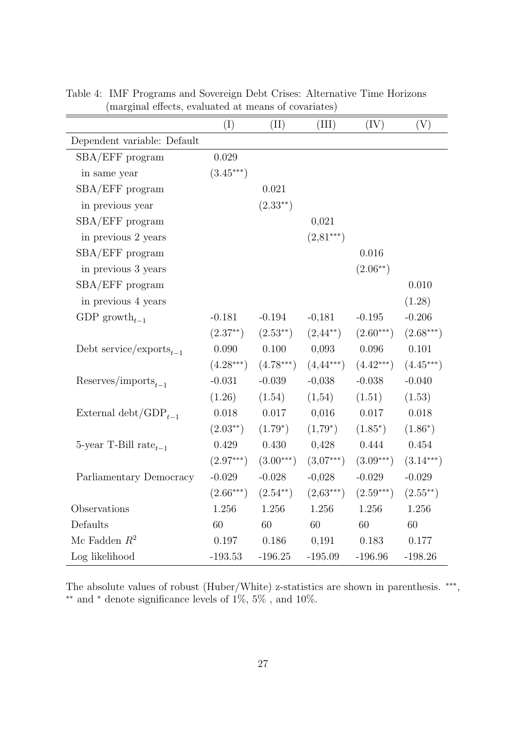Table 4: IMF Programs and Sovereign Debt Crises: Alternative Time Horizons (marginal effects, evaluated at means of covariates)

| | (I) | (II) | (III) | (IV) | (V) |
|---|---|---|---|---|---|
| Dependent variable: Default | | | | | |
| SBA/EFF program | 0.029 | | | | |
| in same year | $(3.45^{***})$ | | | | |
| SBA/EFF program | | 0.021 | | | |
| in previous year | | $(2.33^{**})$ | | | |
| SBA/EFF program | | | 0,021 | | |
| in previous 2 years | | | $(2{,}81^{***})$ | | |
| SBA/EFF program | | | | 0.016 | |
| in previous 3 years | | | | $(2.06^{**})$ | |
| SBA/EFF program | | | | | 0.010 |
| in previous 4 years | | | | | (1.28) |
| GDP $\text{growth}_{t-1}$ | -0.181 | -0.194 | -0,181 | -0.195 | -0.206 |
| | $(2.37^{**})$ | $(2.53^{**})$ | $(2{,}44^{**})$ | $(2.60^{***})$ | $(2.68^{***})$ |
| Debt $\text{service/exports}_{t-1}$ | 0.090 | 0.100 | 0,093 | 0.096 | 0.101 |
| | $(4.28^{***})$ | $(4.78^{***})$ | $(4{,}44^{***})$ | $(4.42^{***})$ | $(4.45^{***})$ |
| $\text{Reserves/imports}_{t-1}$ | -0.031 | -0.039 | -0,038 | -0.038 | -0.040 |
| | (1.26) | (1.54) | (1,54) | (1.51) | (1.53) |
| External $\text{debt/GDP}_{t-1}$ | 0.018 | 0.017 | 0,016 | 0.017 | 0.018 |
| | $(2.03^{**})$ | $(1.79^{*})$ | $(1{,}79^{*})$ | $(1.85^{*})$ | $(1.86^{*})$ |
| 5-year T-Bill $\text{rate}_{t-1}$ | 0.429 | 0.430 | 0,428 | 0.444 | 0.454 |
| | $(2.97^{***})$ | $(3.00^{***})$ | $(3{,}07^{***})$ | $(3.09^{***})$ | $(3.14^{***})$ |
| Parliamentary Democracy | -0.029 | -0.028 | -0,028 | -0.029 | -0.029 |
| | $(2.66^{***})$ | $(2.54^{**})$ | $(2{,}63^{***})$ | $(2.59^{***})$ | $(2.55^{**})$ |
| Observations | 1.256 | 1.256 | 1.256 | 1.256 | 1.256 |
| Defaults | 60 | 60 | 60 | 60 | 60 |
| Mc Fadden $R^2$ | 0.197 | 0.186 | 0,191 | 0.183 | 0.177 |
| Log likelihood | -193.53 | -196.25 | -195.09 | -196.96 | -198.26 |

The absolute values of robust (Huber/White) z-statistics are shown in parenthesis. $^{***}$, $^{**}$ and $^{*}$ denote significance levels of 1%, 5% , and 10%.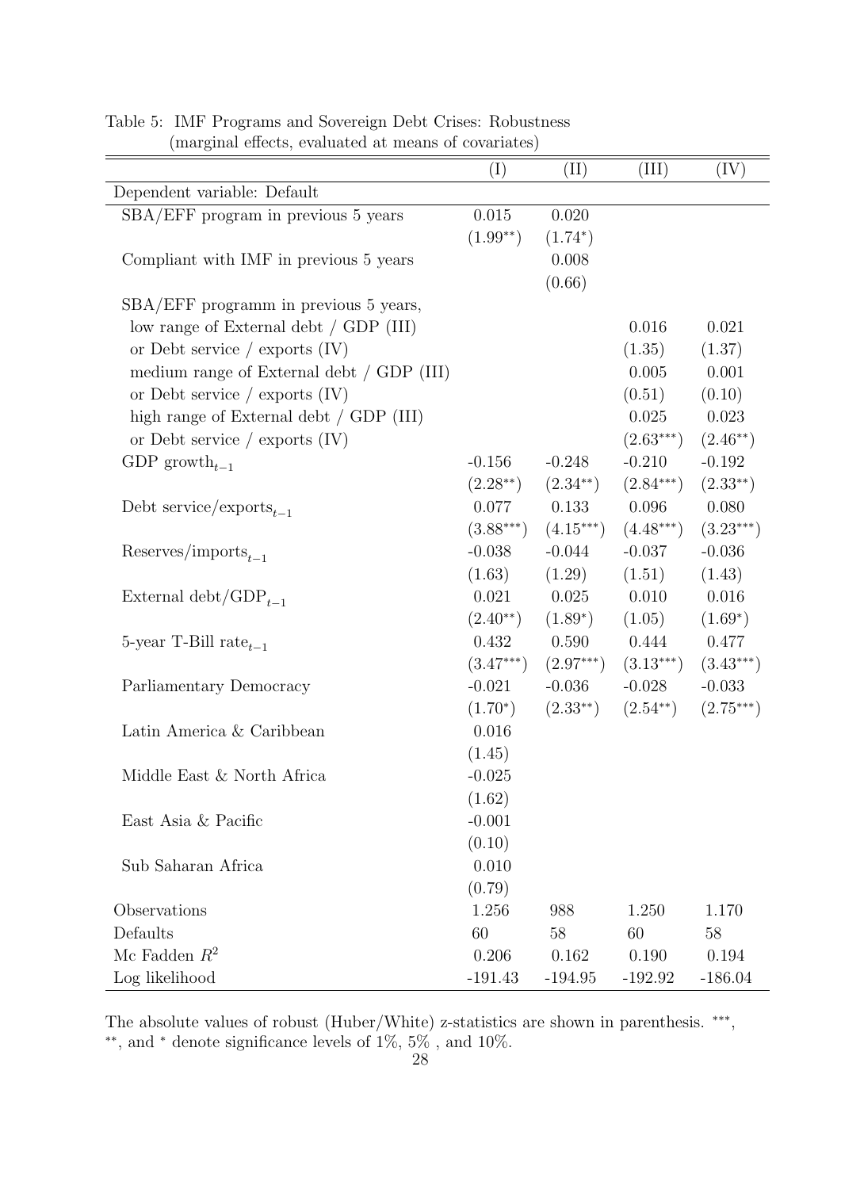Table 5: IMF Programs and Sovereign Debt Crises: Robustness
(marginal effects, evaluated at means of covariates)

| | (I) | (II) | (III) | (IV) |
|---|---|---|---|---|
| Dependent variable: Default | | | | |
| SBA/EFF program in previous 5 years | 0.015 | 0.020 | | |
| | (1.99**) | (1.74*) | | |
| Compliant with IMF in previous 5 years | | 0.008 | | |
| | | (0.66) | | |
| SBA/EFF programm in previous 5 years, | | | | |
| low range of External debt / GDP (III) | | | 0.016 | 0.021 |
| or Debt service / exports (IV) | | | (1.35) | (1.37) |
| medium range of External debt / GDP (III) | | | 0.005 | 0.001 |
| or Debt service / exports (IV) | | | (0.51) | (0.10) |
| high range of External debt / GDP (III) | | | 0.025 | 0.023 |
| or Debt service / exports (IV) | | | (2.63***) | (2.46**) |
| GDP $\text{growth}_{t-1}$ | -0.156 | -0.248 | -0.210 | -0.192 |
| | (2.28**) | (2.34**) | (2.84***) | (2.33**) |
| Debt $\text{service/exports}_{t-1}$ | 0.077 | 0.133 | 0.096 | 0.080 |
| | (3.88***) | (4.15***) | (4.48***) | (3.23***) |
| $\text{Reserves/imports}_{t-1}$ | -0.038 | -0.044 | -0.037 | -0.036 |
| | (1.63) | (1.29) | (1.51) | (1.43) |
| External $\text{debt/GDP}_{t-1}$ | 0.021 | 0.025 | 0.010 | 0.016 |
| | (2.40**) | (1.89*) | (1.05) | (1.69*) |
| 5-year T-Bill $\text{rate}_{t-1}$ | 0.432 | 0.590 | 0.444 | 0.477 |
| | (3.47***) | (2.97***) | (3.13***) | (3.43***) |
| Parliamentary Democracy | -0.021 | -0.036 | -0.028 | -0.033 |
| | (1.70*) | (2.33**) | (2.54**) | (2.75***) |
| Latin America & Caribbean | 0.016 | | | |
| | (1.45) | | | |
| Middle East & North Africa | -0.025 | | | |
| | (1.62) | | | |
| East Asia & Pacific | -0.001 | | | |
| | (0.10) | | | |
| Sub Saharan Africa | 0.010 | | | |
| | (0.79) | | | |
| Observations | 1.256 | 988 | 1.250 | 1.170 |
| Defaults | 60 | 58 | 60 | 58 |
| Mc Fadden $R^2$ | 0.206 | 0.162 | 0.190 | 0.194 |
| Log likelihood | -191.43 | -194.95 | -192.92 | -186.04 |

The absolute values of robust (Huber/White) z-statistics are shown in parenthesis. ***, **, and * denote significance levels of 1%, 5% , and 10%.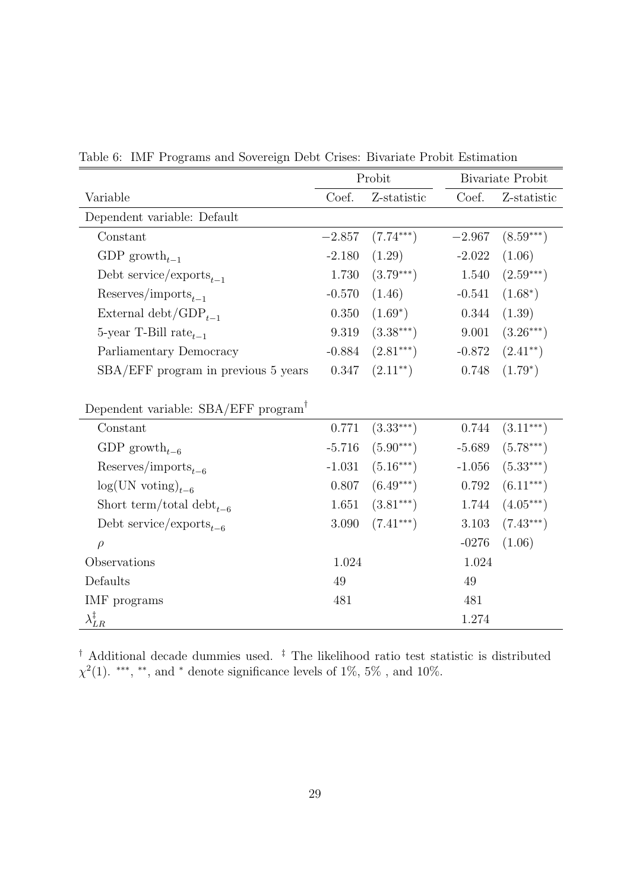Table 6: IMF Programs and Sovereign Debt Crises: Bivariate Probit Estimation

| | Probit | | Bivariate Probit | |
|---|---|---|---|---|
| Variable | Coef. | Z-statistic | Coef. | Z-statistic |
| Dependent variable: Default | | | | |
| Constant | −2.857 | (7.74***) | −2.967 | (8.59***) |
| GDP growth$_{t-1}$ | -2.180 | (1.29) | -2.022 | (1.06) |
| Debt service/exports$_{t-1}$ | 1.730 | (3.79***) | 1.540 | (2.59***) |
| Reserves/imports$_{t-1}$ | -0.570 | (1.46) | -0.541 | (1.68*) |
| External debt/GDP$_{t-1}$ | 0.350 | (1.69*) | 0.344 | (1.39) |
| 5-year T-Bill rate$_{t-1}$ | 9.319 | (3.38***) | 9.001 | (3.26***) |
| Parliamentary Democracy | -0.884 | (2.81***) | -0.872 | (2.41**) |
| SBA/EFF program in previous 5 years | 0.347 | (2.11**) | 0.748 | (1.79*) |
| Dependent variable: SBA/EFF program[†] | | | | |
| Constant | 0.771 | (3.33***) | 0.744 | (3.11***) |
| GDP growth$_{t-6}$ | -5.716 | (5.90***) | -5.689 | (5.78***) |
| Reserves/imports$_{t-6}$ | -1.031 | (5.16***) | -1.056 | (5.33***) |
| log(UN voting)$_{t-6}$ | 0.807 | (6.49***) | 0.792 | (6.11***) |
| Short term/total debt$_{t-6}$ | 1.651 | (3.81***) | 1.744 | (4.05***) |
| Debt service/exports$_{t-6}$ | 3.090 | (7.41***) | 3.103 | (7.43***) |
| $\rho$ | | | -0276 | (1.06) |
| Observations | 1.024 | | 1.024 | |
| Defaults | 49 | | 49 | |
| IMF programs | 481 | | 481 | |
| $\lambda_{LR}^{\ddagger}$ | | | 1.274 | |

[†] Additional decade dummies used. [‡] The likelihood ratio test statistic is distributed $\chi^2(1)$. ***, **, and * denote significance levels of 1%, 5% , and 10%.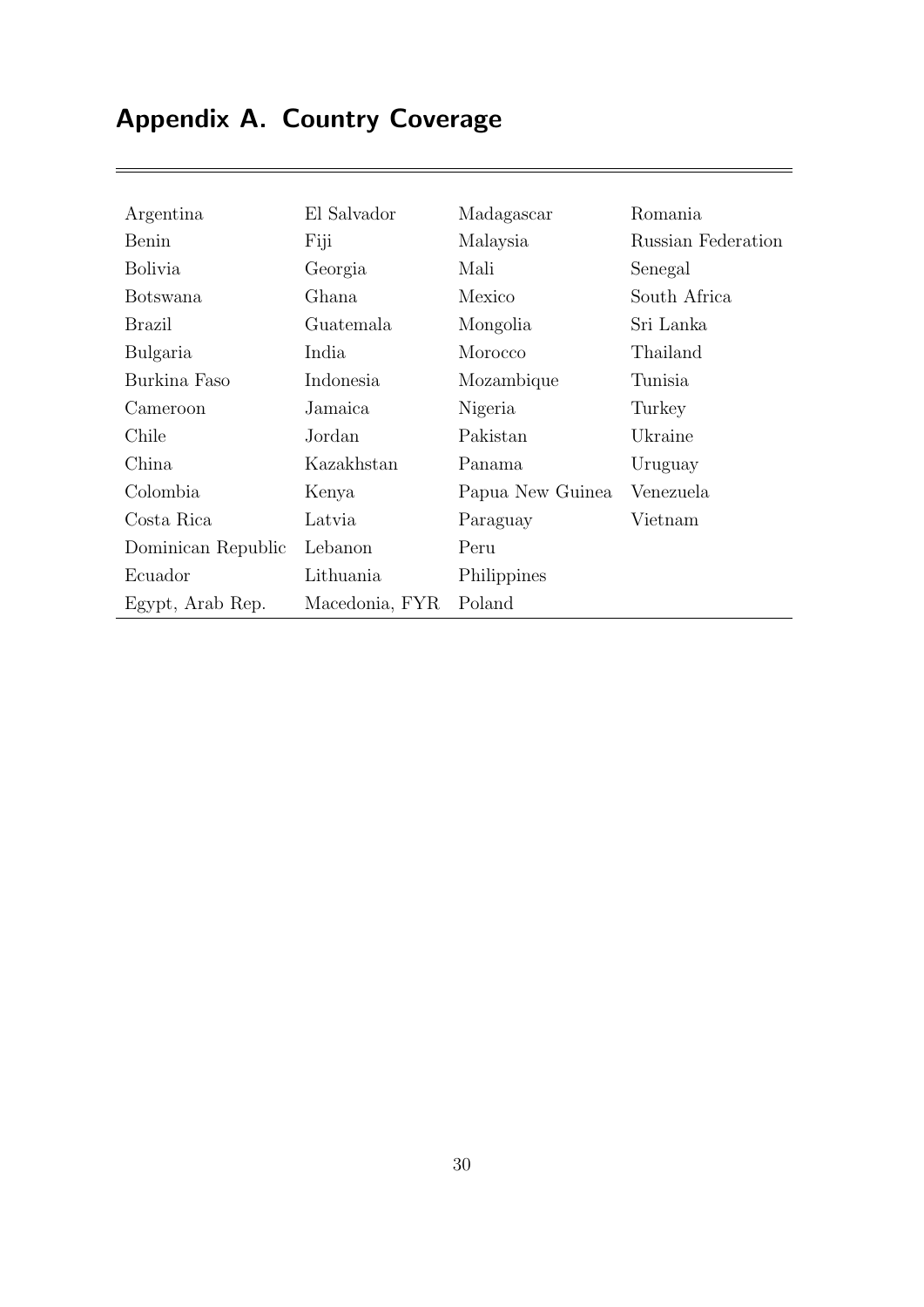## Appendix A. Country Coverage

| | | | |
|---|---|---|---|
| Argentina | El Salvador | Madagascar | Romania |
| Benin | Fiji | Malaysia | Russian Federation |
| Bolivia | Georgia | Mali | Senegal |
| Botswana | Ghana | Mexico | South Africa |
| Brazil | Guatemala | Mongolia | Sri Lanka |
| Bulgaria | India | Morocco | Thailand |
| Burkina Faso | Indonesia | Mozambique | Tunisia |
| Cameroon | Jamaica | Nigeria | Turkey |
| Chile | Jordan | Pakistan | Ukraine |
| China | Kazakhstan | Panama | Uruguay |
| Colombia | Kenya | Papua New Guinea | Venezuela |
| Costa Rica | Latvia | Paraguay | Vietnam |
| Dominican Republic | Lebanon | Peru | |
| Ecuador | Lithuania | Philippines | |
| Egypt, Arab Rep. | Macedonia, FYR | Poland | |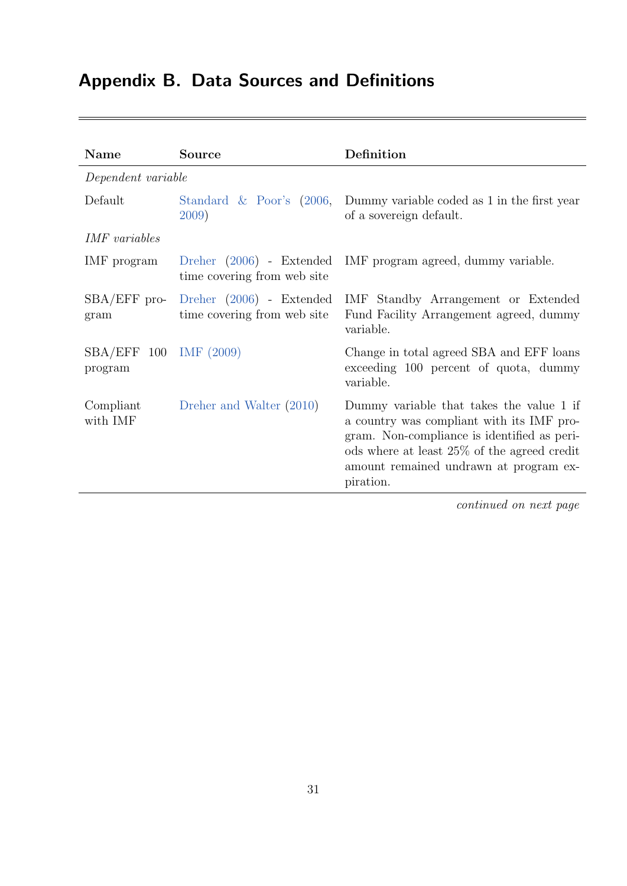## Appendix B. Data Sources and Definitions

| Name | Source | Definition |
|---|---|---|
| *Dependent variable* | | |
| Default | Standard & Poor's (2006, 2009) | Dummy variable coded as 1 in the first year of a sovereign default. |
| *IMF variables* | | |
| IMF program | Dreher (2006) - Extended time covering from web site | IMF program agreed, dummy variable. |
| SBA/EFF program | Dreher (2006) - Extended time covering from web site | IMF Standby Arrangement or Extended Fund Facility Arrangement agreed, dummy variable. |
| SBA/EFF 100 program | IMF (2009) | Change in total agreed SBA and EFF loans exceeding 100 percent of quota, dummy variable. |
| Compliant with IMF | Dreher and Walter (2010) | Dummy variable that takes the value 1 if a country was compliant with its IMF program. Non-compliance is identified as periods where at least 25% of the agreed credit amount remained undrawn at program expiration. |

*continued on next page*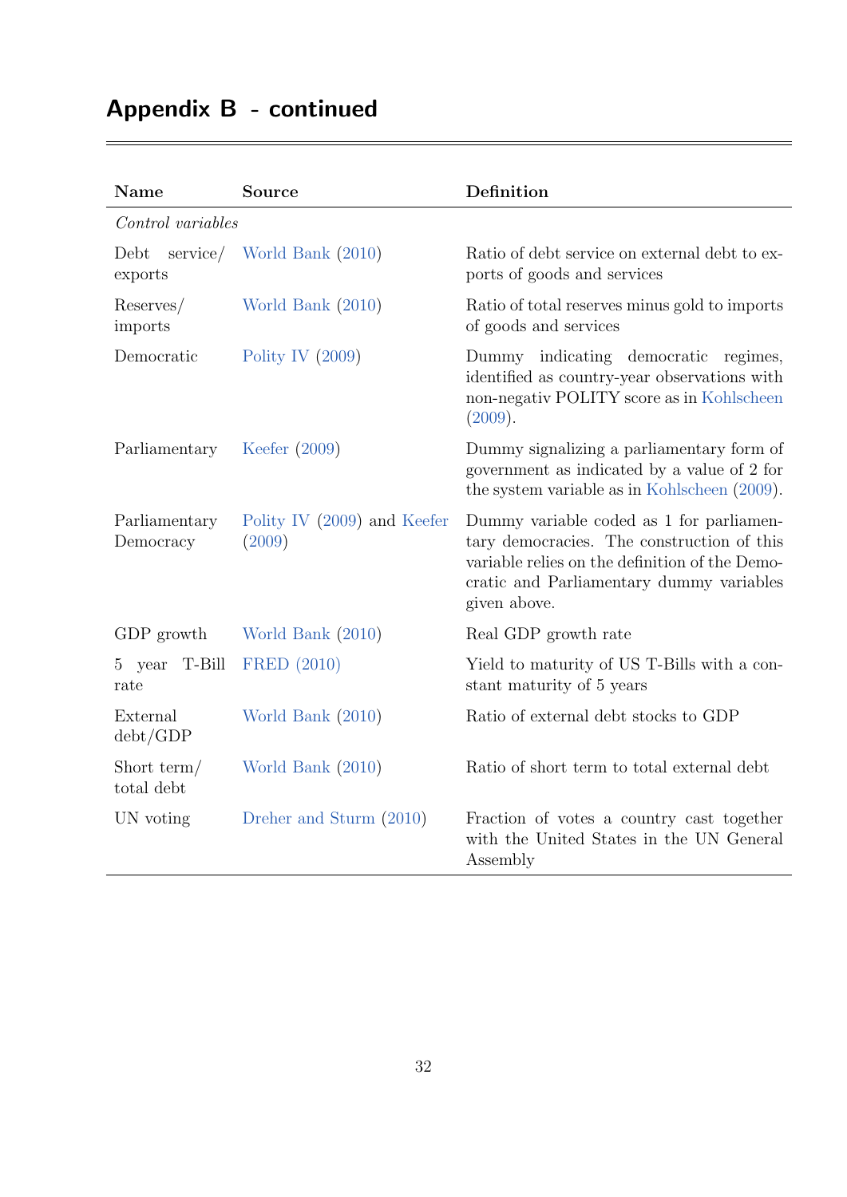## Appendix B - continued

| Name | Source | Definition |
|---|---|---|
| *Control variables* | | |
| Debt service/ exports | World Bank (2010) | Ratio of debt service on external debt to exports of goods and services |
| Reserves/ imports | World Bank (2010) | Ratio of total reserves minus gold to imports of goods and services |
| Democratic | Polity IV (2009) | Dummy indicating democratic regimes, identified as country-year observations with non-negativ POLITY score as in Kohlscheen (2009). |
| Parliamentary | Keefer (2009) | Dummy signalizing a parliamentary form of government as indicated by a value of 2 for the system variable as in Kohlscheen (2009). |
| Parliamentary Democracy | Polity IV (2009) and Keefer (2009) | Dummy variable coded as 1 for parliamentary democracies. The construction of this variable relies on the definition of the Democratic and Parliamentary dummy variables given above. |
| GDP growth | World Bank (2010) | Real GDP growth rate |
| 5 year T-Bill rate | FRED (2010) | Yield to maturity of US T-Bills with a constant maturity of 5 years |
| External debt/GDP | World Bank (2010) | Ratio of external debt stocks to GDP |
| Short term/ total debt | World Bank (2010) | Ratio of short term to total external debt |
| UN voting | Dreher and Sturm (2010) | Fraction of votes a country cast together with the United States in the UN General Assembly |